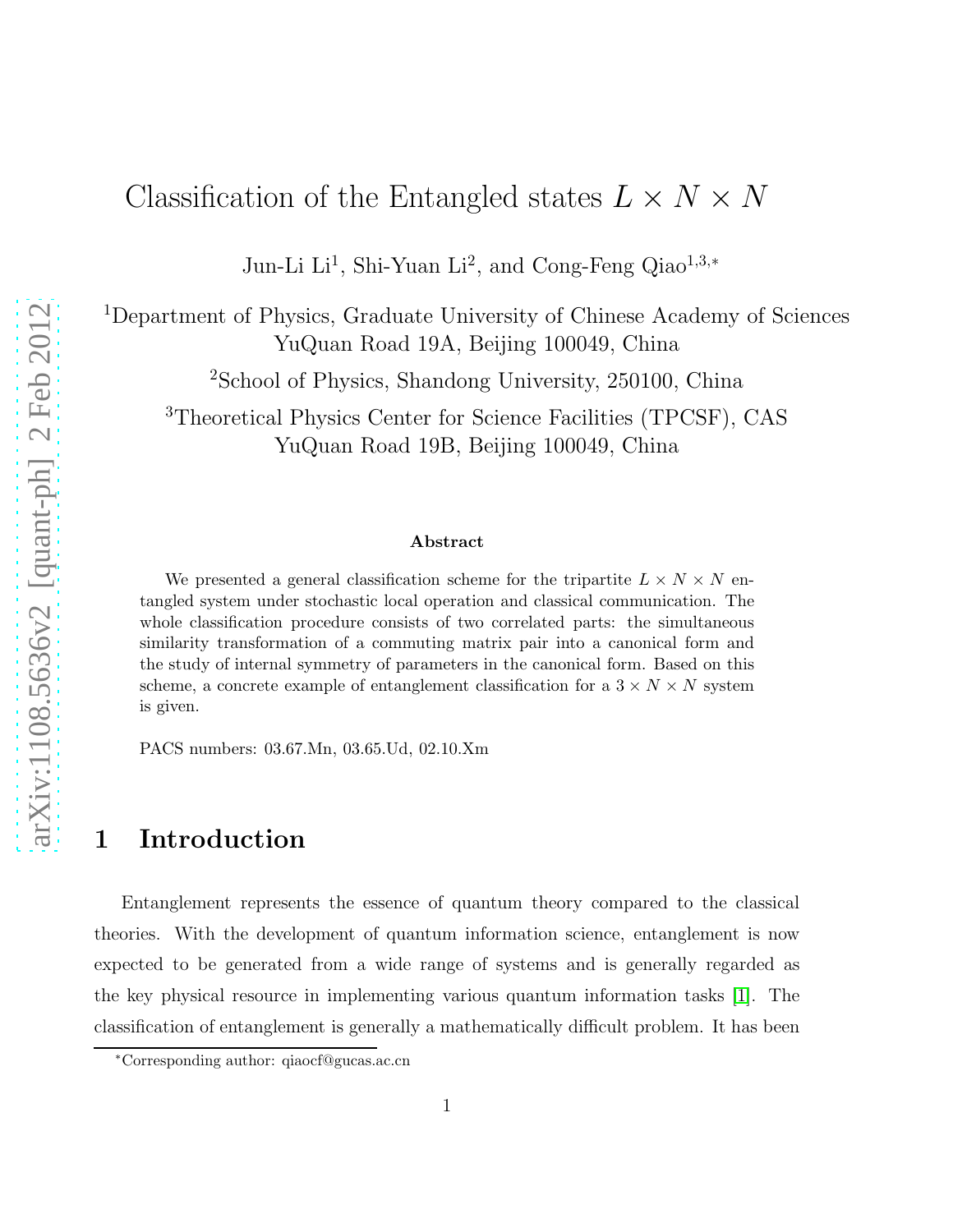# Classification of the Entangled states $L \times N \times N$

Jun-Li Li[1], Shi-Yuan Li[2], and Cong-Feng Qiao[1,3,*]

[1]Department of Physics, Graduate University of Chinese Academy of Sciences YuQuan Road 19A, Beijing 100049, China

[2]School of Physics, Shandong University, 250100, China

[3]Theoretical Physics Center for Science Facilities (TPCSF), CAS YuQuan Road 19B, Beijing 100049, China

### Abstract

We presented a general classification scheme for the tripartite $L \times N \times N$ entangled system under stochastic local operation and classical communication. The whole classification procedure consists of two correlated parts: the simultaneous similarity transformation of a commuting matrix pair into a canonical form and the study of internal symmetry of parameters in the canonical form. Based on this scheme, a concrete example of entanglement classification for a $3 \times N \times N$ system is given.

PACS numbers: 03.67.Mn, 03.65.Ud, 02.10.Xm

## 1 Introduction

Entanglement represents the essence of quantum theory compared to the classical theories. With the development of quantum information science, entanglement is now expected to be generated from a wide range of systems and is generally regarded as the key physical resource in implementing various quantum information tasks [1]. The classification of entanglement is generally a mathematically difficult problem. It has been

*Corresponding author: qiaocf@gucas.ac.cn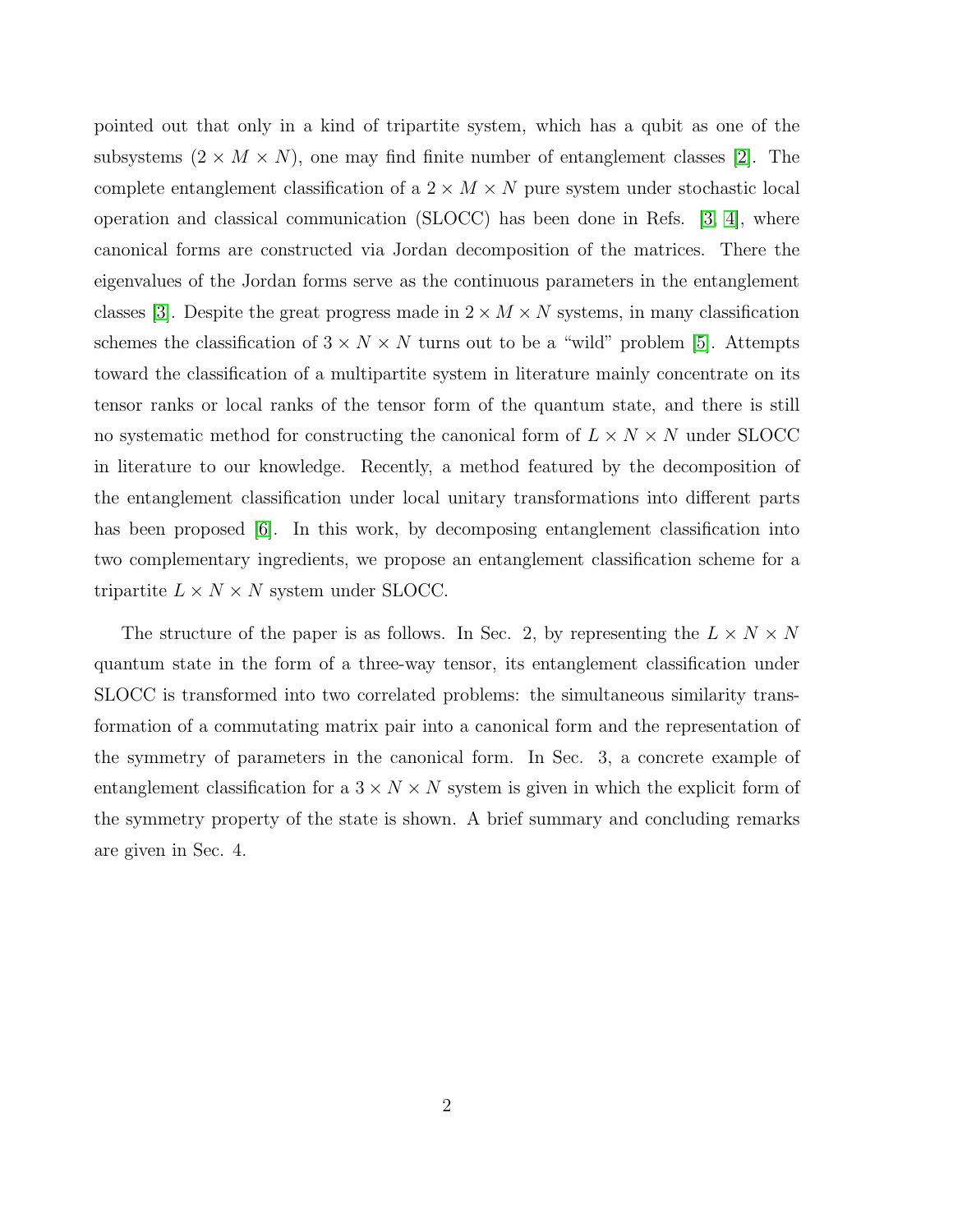pointed out that only in a kind of tripartite system, which has a qubit as one of the subsystems ($2 \times M \times N$), one may find finite number of entanglement classes [2]. The complete entanglement classification of a $2 \times M \times N$ pure system under stochastic local operation and classical communication (SLOCC) has been done in Refs. [3, 4], where canonical forms are constructed via Jordan decomposition of the matrices. There the eigenvalues of the Jordan forms serve as the continuous parameters in the entanglement classes [3]. Despite the great progress made in $2 \times M \times N$ systems, in many classification schemes the classification of $3 \times N \times N$ turns out to be a "wild" problem [5]. Attempts toward the classification of a multipartite system in literature mainly concentrate on its tensor ranks or local ranks of the tensor form of the quantum state, and there is still no systematic method for constructing the canonical form of $L \times N \times N$ under SLOCC in literature to our knowledge. Recently, a method featured by the decomposition of the entanglement classification under local unitary transformations into different parts has been proposed [6]. In this work, by decomposing entanglement classification into two complementary ingredients, we propose an entanglement classification scheme for a tripartite $L \times N \times N$ system under SLOCC.

The structure of the paper is as follows. In Sec. 2, by representing the $L \times N \times N$ quantum state in the form of a three-way tensor, its entanglement classification under SLOCC is transformed into two correlated problems: the simultaneous similarity transformation of a commutating matrix pair into a canonical form and the representation of the symmetry of parameters in the canonical form. In Sec. 3, a concrete example of entanglement classification for a $3 \times N \times N$ system is given in which the explicit form of the symmetry property of the state is shown. A brief summary and concluding remarks are given in Sec. 4.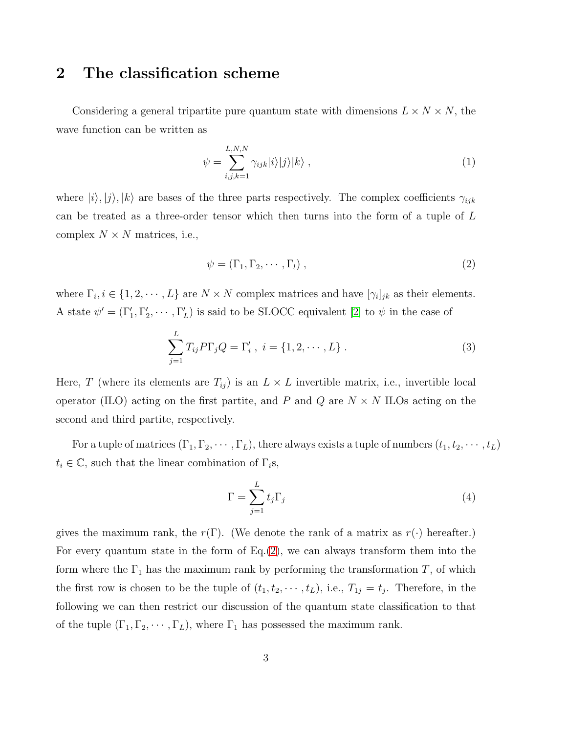## 2 The classification scheme

Considering a general tripartite pure quantum state with dimensions $L \times N \times N$, the wave function can be written as

$$\psi = \sum_{i,j,k=1}^{L,N,N} \gamma_{ijk} |i\rangle |j\rangle |k\rangle \ , \tag{1}$$

where $|i\rangle, |j\rangle, |k\rangle$ are bases of the three parts respectively. The complex coefficients $\gamma_{ijk}$ can be treated as a three-order tensor which then turns into the form of a tuple of $L$ complex $N \times N$ matrices, i.e.,

$$\psi = (\Gamma_1, \Gamma_2, \cdots, \Gamma_l) \ , \tag{2}$$

where $\Gamma_i, i \in \{1, 2, \cdots, L\}$ are $N \times N$ complex matrices and have $[\gamma_i]_{jk}$ as their elements. A state $\psi' = (\Gamma'_1, \Gamma'_2, \cdots, \Gamma'_L)$ is said to be SLOCC equivalent [2] to $\psi$ in the case of

$$\sum_{j=1}^{L} T_{ij} P \Gamma_j Q = \Gamma'_i \ , \ i = \{1, 2, \cdots, L\} \ . \tag{3}$$

Here, $T$ (where its elements are $T_{ij}$) is an $L \times L$ invertible matrix, i.e., invertible local operator (ILO) acting on the first partite, and $P$ and $Q$ are $N \times N$ ILOs acting on the second and third partite, respectively.

For a tuple of matrices $(\Gamma_1, \Gamma_2, \cdots, \Gamma_L)$, there always exists a tuple of numbers $(t_1, t_2, \cdots, t_L)$ $t_i \in \mathbb{C}$, such that the linear combination of $\Gamma_i$s,

$$\Gamma = \sum_{j=1}^{L} t_j \Gamma_j \tag{4}$$

gives the maximum rank, the $r(\Gamma)$. (We denote the rank of a matrix as $r(\cdot)$ hereafter.) For every quantum state in the form of Eq.(2), we can always transform them into the form where the $\Gamma_1$ has the maximum rank by performing the transformation $T$, of which the first row is chosen to be the tuple of $(t_1, t_2, \cdots, t_L)$, i.e., $T_{1j} = t_j$. Therefore, in the following we can then restrict our discussion of the quantum state classification to that of the tuple $(\Gamma_1, \Gamma_2, \cdots, \Gamma_L)$, where $\Gamma_1$ has possessed the maximum rank.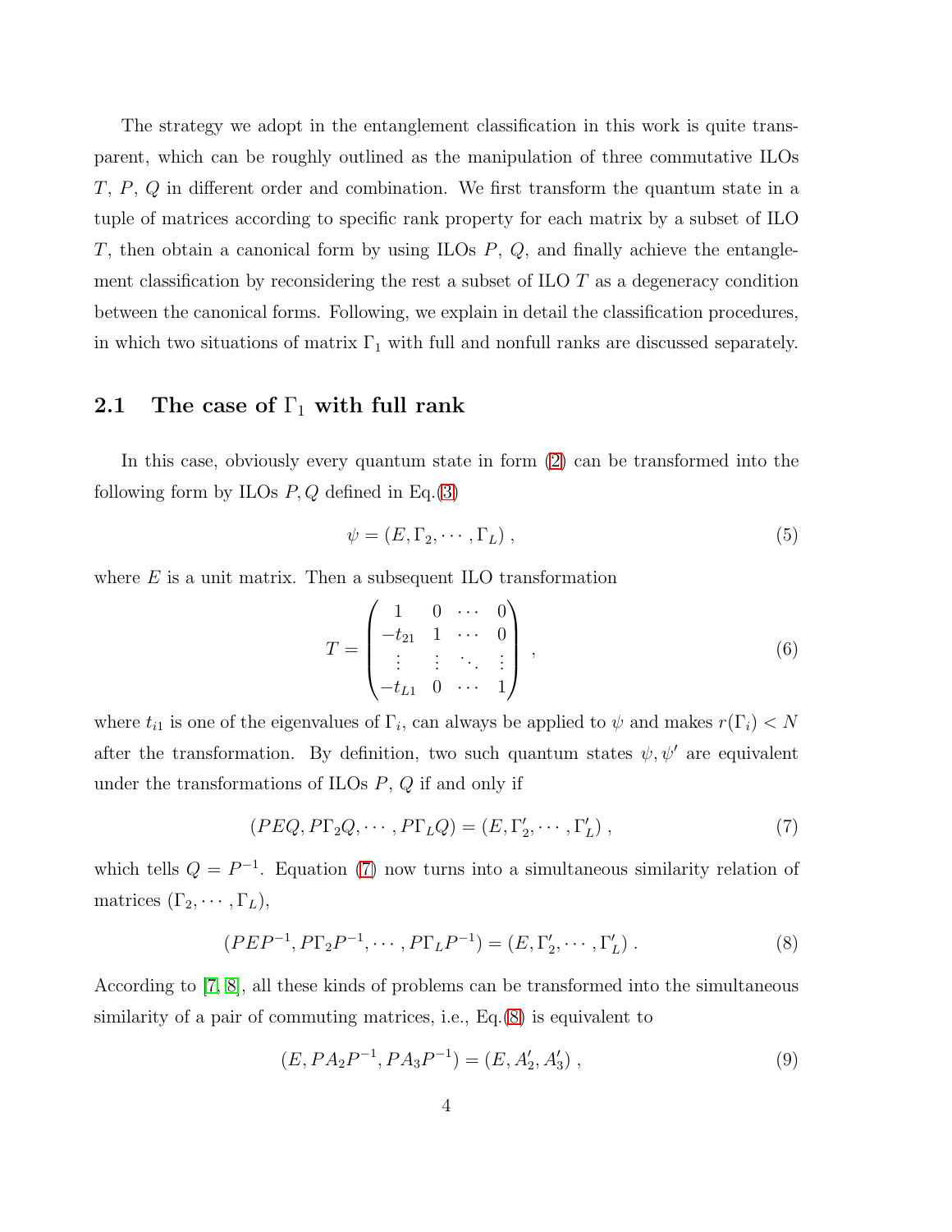The strategy we adopt in the entanglement classification in this work is quite transparent, which can be roughly outlined as the manipulation of three commutative ILOs $T$, $P$, $Q$ in different order and combination. We first transform the quantum state in a tuple of matrices according to specific rank property for each matrix by a subset of ILO $T$, then obtain a canonical form by using ILOs $P$, $Q$, and finally achieve the entanglement classification by reconsidering the rest a subset of ILO $T$ as a degeneracy condition between the canonical forms. Following, we explain in detail the classification procedures, in which two situations of matrix $\Gamma_1$ with full and nonfull ranks are discussed separately.

## 2.1 The case of $\Gamma_1$ with full rank

In this case, obviously every quantum state in form (2) can be transformed into the following form by ILOs $P, Q$ defined in Eq.(3)

$$\psi = (E, \Gamma_2, \cdots, \Gamma_L) \,, \tag{5}$$

where $E$ is a unit matrix. Then a subsequent ILO transformation

$$T = \begin{pmatrix} 1 & 0 & \cdots & 0 \\ -t_{21} & 1 & \cdots & 0 \\ \vdots & \vdots & \ddots & \vdots \\ -t_{L1} & 0 & \cdots & 1 \end{pmatrix} \,, \tag{6}$$

where $t_{i1}$ is one of the eigenvalues of $\Gamma_i$, can always be applied to $\psi$ and makes $r(\Gamma_i) < N$ after the transformation. By definition, two such quantum states $\psi, \psi'$ are equivalent under the transformations of ILOs $P$, $Q$ if and only if

$$(PEQ, P\Gamma_2 Q, \cdots, P\Gamma_L Q) = (E, \Gamma_2', \cdots, \Gamma_L') \,, \tag{7}$$

which tells $Q = P^{-1}$. Equation (7) now turns into a simultaneous similarity relation of matrices $(\Gamma_2, \cdots, \Gamma_L)$,

$$(PEP^{-1}, P\Gamma_2 P^{-1}, \cdots, P\Gamma_L P^{-1}) = (E, \Gamma_2', \cdots, \Gamma_L') \,. \tag{8}$$

According to [7, 8], all these kinds of problems can be transformed into the simultaneous similarity of a pair of commuting matrices, i.e., Eq.(8) is equivalent to

$$(E, PA_2P^{-1}, PA_3P^{-1}) = (E, A_2', A_3') \,, \tag{9}$$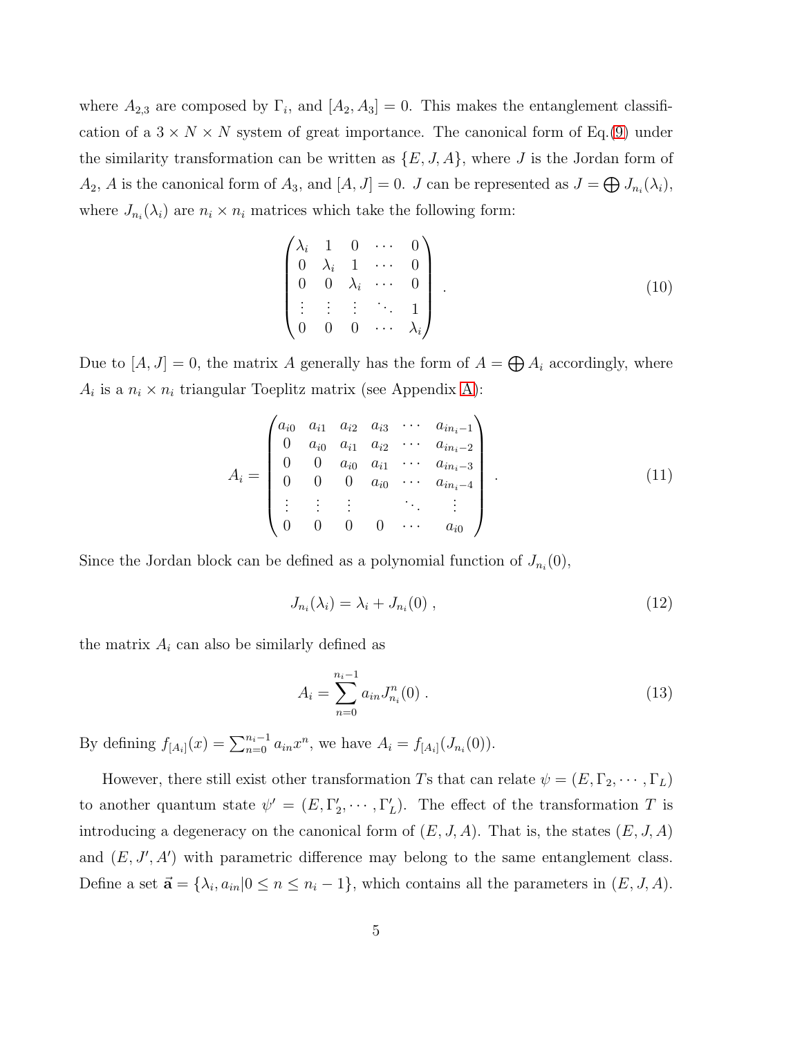where $A_{2,3}$ are composed by $\Gamma_i$, and $[A_2, A_3] = 0$. This makes the entanglement classification of a $3 \times N \times N$ system of great importance. The canonical form of Eq.(9) under the similarity transformation can be written as $\{E, J, A\}$, where $J$ is the Jordan form of $A_2$, $A$ is the canonical form of $A_3$, and $[A, J] = 0$. $J$ can be represented as $J = \bigoplus J_{n_i}(\lambda_i)$, where $J_{n_i}(\lambda_i)$ are $n_i \times n_i$ matrices which take the following form:

$$
\begin{pmatrix}
\lambda_i & 1 & 0 & \cdots & 0 \\
0 & \lambda_i & 1 & \cdots & 0 \\
0 & 0 & \lambda_i & \cdots & 0 \\
\vdots & \vdots & \vdots & \ddots & 1 \\
0 & 0 & 0 & \cdots & \lambda_i
\end{pmatrix} . \tag{10}
$$

Due to $[A, J] = 0$, the matrix $A$ generally has the form of $A = \bigoplus A_i$ accordingly, where $A_i$ is a $n_i \times n_i$ triangular Toeplitz matrix (see Appendix A):

$$
A_i = \begin{pmatrix}
a_{i0} & a_{i1} & a_{i2} & a_{i3} & \cdots & a_{in_i-1} \\
0 & a_{i0} & a_{i1} & a_{i2} & \cdots & a_{in_i-2} \\
0 & 0 & a_{i0} & a_{i1} & \cdots & a_{in_i-3} \\
0 & 0 & 0 & a_{i0} & \cdots & a_{in_i-4} \\
\vdots & \vdots & \vdots & & \ddots & \vdots \\
0 & 0 & 0 & 0 & \cdots & a_{i0}
\end{pmatrix} . \tag{11}
$$

Since the Jordan block can be defined as a polynomial function of $J_{n_i}(0)$,

$$
J_{n_i}(\lambda_i) = \lambda_i + J_{n_i}(0) , \tag{12}
$$

the matrix $A_i$ can also be similarly defined as

$$
A_i = \sum_{n=0}^{n_i-1} a_{in} J_{n_i}^n(0) . \tag{13}
$$

By defining $f_{[A_i]}(x) = \sum_{n=0}^{n_i-1} a_{in} x^n$, we have $A_i = f_{[A_i]}(J_{n_i}(0))$.

However, there still exist other transformation $T$s that can relate $\psi = (E, \Gamma_2, \cdots, \Gamma_L)$ to another quantum state $\psi' = (E, \Gamma_2', \cdots, \Gamma_L')$. The effect of the transformation $T$ is introducing a degeneracy on the canonical form of $(E, J, A)$. That is, the states $(E, J, A)$ and $(E, J', A')$ with parametric difference may belong to the same entanglement class. Define a set $\vec{\mathbf{a}} = \{\lambda_i, a_{in} | 0 \leq n \leq n_i - 1\}$, which contains all the parameters in $(E, J, A)$.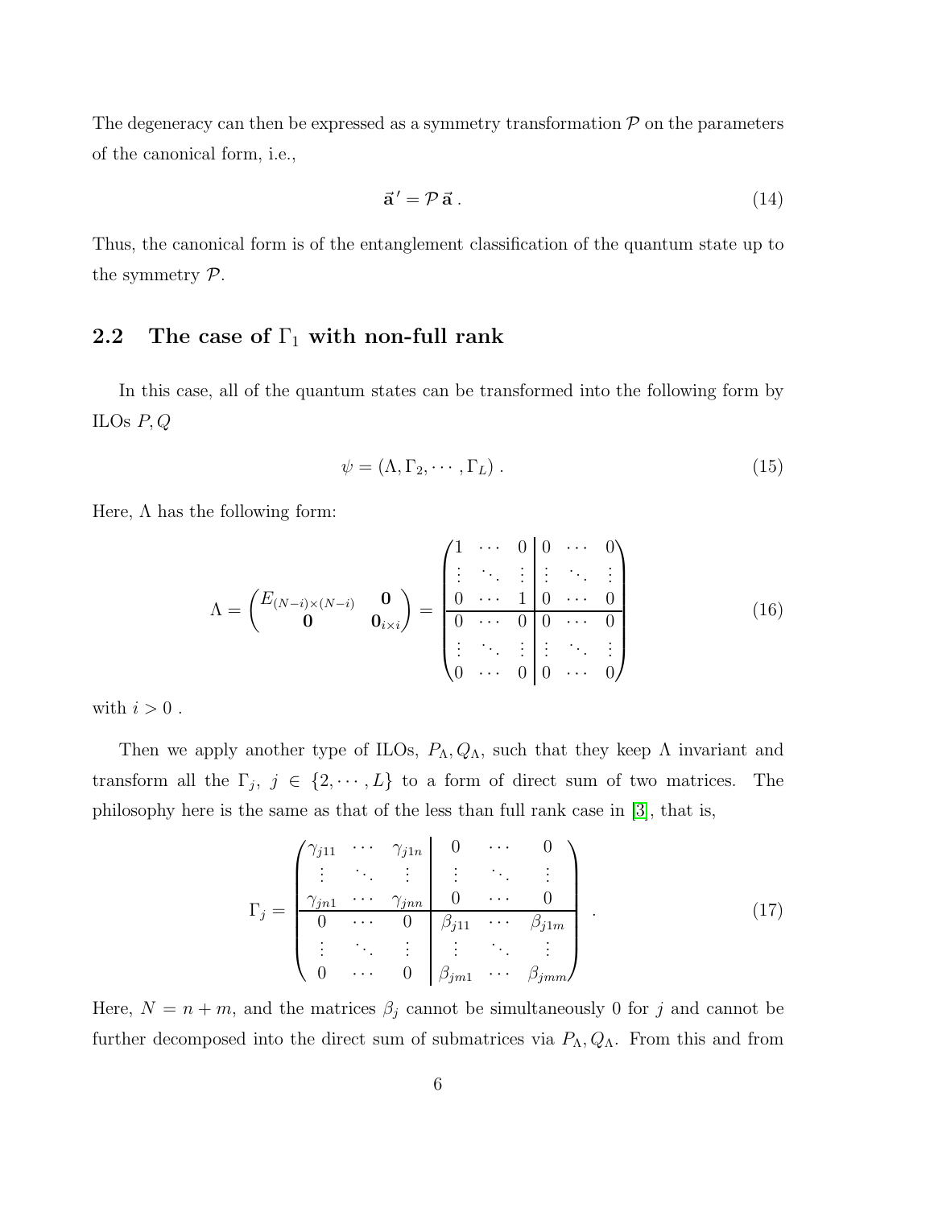The degeneracy can then be expressed as a symmetry transformation $\mathcal{P}$ on the parameters of the canonical form, i.e.,

$$\vec{\mathbf{a}}' = \mathcal{P}\,\vec{\mathbf{a}}\,. \tag{14}$$

Thus, the canonical form is of the entanglement classification of the quantum state up to the symmetry $\mathcal{P}$.

## 2.2 The case of $\Gamma_1$ with non-full rank

In this case, all of the quantum states can be transformed into the following form by ILOs $P, Q$

$$\psi = (\Lambda, \Gamma_2, \cdots, \Gamma_L)\,. \tag{15}$$

Here, $\Lambda$ has the following form:

$$\Lambda = \begin{pmatrix} E_{(N-i)\times(N-i)} & \mathbf{0} \\ \mathbf{0} & \mathbf{0}_{i\times i} \end{pmatrix} = \left(\begin{array}{ccc|ccc} 1 & \cdots & 0 & 0 & \cdots & 0 \\ \vdots & \ddots & \vdots & \vdots & \ddots & \vdots \\ 0 & \cdots & 1 & 0 & \cdots & 0 \\ \hline 0 & \cdots & 0 & 0 & \cdots & 0 \\ \vdots & \ddots & \vdots & \vdots & \ddots & \vdots \\ 0 & \cdots & 0 & 0 & \cdots & 0 \end{array}\right) \tag{16}$$

with $i > 0$ .

Then we apply another type of ILOs, $P_\Lambda, Q_\Lambda$, such that they keep $\Lambda$ invariant and transform all the $\Gamma_j$, $j \in \{2, \cdots, L\}$ to a form of direct sum of two matrices. The philosophy here is the same as that of the less than full rank case in [3], that is,

$$\Gamma_j = \left(\begin{array}{ccc|ccc} \gamma_{j11} & \cdots & \gamma_{j1n} & 0 & \cdots & 0 \\ \vdots & \ddots & \vdots & \vdots & \ddots & \vdots \\ \gamma_{jn1} & \cdots & \gamma_{jnn} & 0 & \cdots & 0 \\ \hline 0 & \cdots & 0 & \beta_{j11} & \cdots & \beta_{j1m} \\ \vdots & \ddots & \vdots & \vdots & \ddots & \vdots \\ 0 & \cdots & 0 & \beta_{jm1} & \cdots & \beta_{jmm} \end{array}\right)\,. \tag{17}$$

Here, $N = n + m$, and the matrices $\beta_j$ cannot be simultaneously 0 for $j$ and cannot be further decomposed into the direct sum of submatrices via $P_\Lambda, Q_\Lambda$. From this and from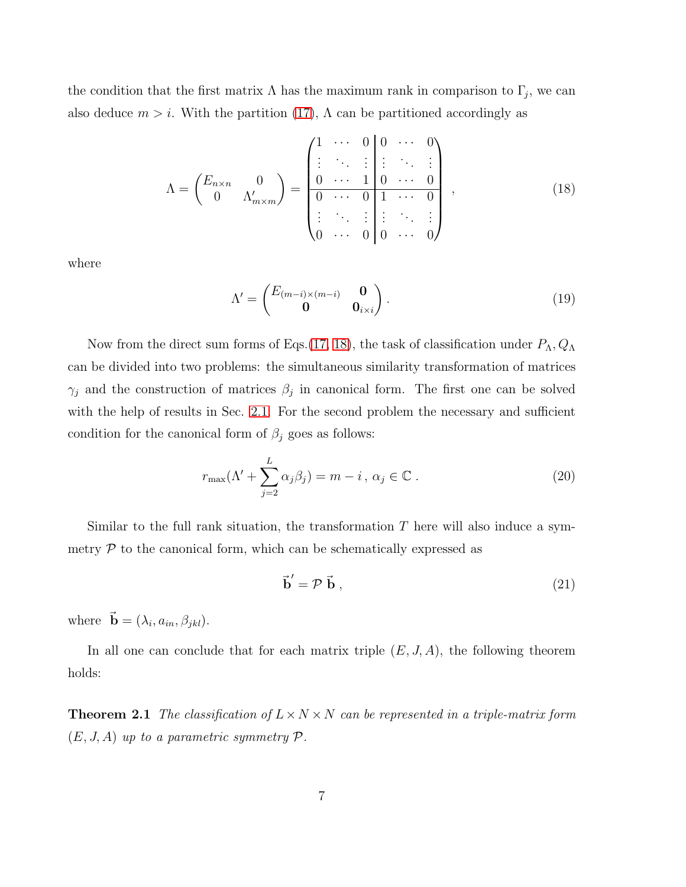the condition that the first matrix $\Lambda$ has the maximum rank in comparison to $\Gamma_j$, we can also deduce $m > i$. With the partition (17), $\Lambda$ can be partitioned accordingly as

$$\Lambda = \begin{pmatrix} E_{n\times n} & 0 \\ 0 & \Lambda'_{m\times m} \end{pmatrix} = \left(\begin{array}{ccc|ccc} 1 & \cdots & 0 & 0 & \cdots & 0 \\ \vdots & \ddots & \vdots & \vdots & \ddots & \vdots \\ 0 & \cdots & 1 & 0 & \cdots & 0 \\ \hline 0 & \cdots & 0 & 1 & \cdots & 0 \\ \vdots & \ddots & \vdots & \vdots & \ddots & \vdots \\ 0 & \cdots & 0 & 0 & \cdots & 0 \end{array}\right) , \tag{18}$$

where

$$\Lambda' = \begin{pmatrix} E_{(m-i)\times(m-i)} & \mathbf{0} \\ \mathbf{0} & \mathbf{0}_{i\times i} \end{pmatrix} . \tag{19}$$

Now from the direct sum forms of Eqs.(17, 18), the task of classification under $P_\Lambda, Q_\Lambda$ can be divided into two problems: the simultaneous similarity transformation of matrices $\gamma_j$ and the construction of matrices $\beta_j$ in canonical form. The first one can be solved with the help of results in Sec. 2.1. For the second problem the necessary and sufficient condition for the canonical form of $\beta_j$ goes as follows:

$$r_{\max}(\Lambda' + \sum_{j=2}^{L} \alpha_j \beta_j) = m - i \, , \; \alpha_j \in \mathbb{C} \, . \tag{20}$$

Similar to the full rank situation, the transformation $T$ here will also induce a symmetry $\mathcal{P}$ to the canonical form, which can be schematically expressed as

$$\vec{\mathbf{b}}' = \mathcal{P} \; \vec{\mathbf{b}} \, , \tag{21}$$

where $\vec{\mathbf{b}} = (\lambda_i, a_{in}, \beta_{jkl})$.

In all one can conclude that for each matrix triple $(E, J, A)$, the following theorem holds:

**Theorem 2.1** *The classification of $L \times N \times N$ can be represented in a triple-matrix form $(E, J, A)$ up to a parametric symmetry $\mathcal{P}$.*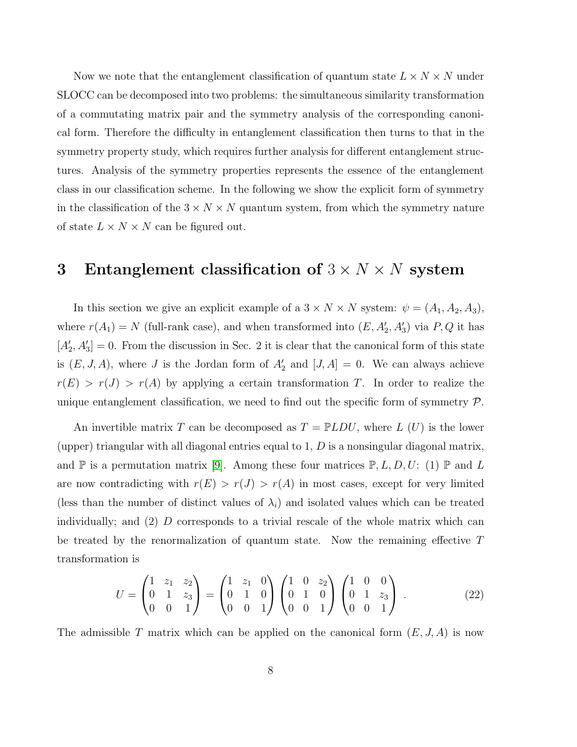Now we note that the entanglement classification of quantum state $L \times N \times N$ under SLOCC can be decomposed into two problems: the simultaneous similarity transformation of a commutating matrix pair and the symmetry analysis of the corresponding canonical form. Therefore the difficulty in entanglement classification then turns to that in the symmetry property study, which requires further analysis for different entanglement structures. Analysis of the symmetry properties represents the essence of the entanglement class in our classification scheme. In the following we show the explicit form of symmetry in the classification of the $3 \times N \times N$ quantum system, from which the symmetry nature of state $L \times N \times N$ can be figured out.

# 3 Entanglement classification of $3 \times N \times N$ system

In this section we give an explicit example of a $3 \times N \times N$ system: $\psi = (A_1, A_2, A_3)$, where $r(A_1) = N$ (full-rank case), and when transformed into $(E, A_2', A_3')$ via $P, Q$ it has $[A_2', A_3'] = 0$. From the discussion in Sec. 2 it is clear that the canonical form of this state is $(E, J, A)$, where $J$ is the Jordan form of $A_2'$ and $[J, A] = 0$. We can always achieve $r(E) > r(J) > r(A)$ by applying a certain transformation $T$. In order to realize the unique entanglement classification, we need to find out the specific form of symmetry $\mathcal{P}$.

An invertible matrix $T$ can be decomposed as $T = \mathbb{P}LDU$, where $L$ ($U$) is the lower (upper) triangular with all diagonal entries equal to 1, $D$ is a nonsingular diagonal matrix, and $\mathbb{P}$ is a permutation matrix [9]. Among these four matrices $\mathbb{P}, L, D, U$: (1) $\mathbb{P}$ and $L$ are now contradicting with $r(E) > r(J) > r(A)$ in most cases, except for very limited (less than the number of distinct values of $\lambda_i$) and isolated values which can be treated individually; and (2) $D$ corresponds to a trivial rescale of the whole matrix which can be treated by the renormalization of quantum state. Now the remaining effective $T$ transformation is

$$U = \begin{pmatrix} 1 & z_1 & z_2 \\ 0 & 1 & z_3 \\ 0 & 0 & 1 \end{pmatrix} = \begin{pmatrix} 1 & z_1 & 0 \\ 0 & 1 & 0 \\ 0 & 0 & 1 \end{pmatrix} \begin{pmatrix} 1 & 0 & z_2 \\ 0 & 1 & 0 \\ 0 & 0 & 1 \end{pmatrix} \begin{pmatrix} 1 & 0 & 0 \\ 0 & 1 & z_3 \\ 0 & 0 & 1 \end{pmatrix} . \tag{22}$$

The admissible $T$ matrix which can be applied on the canonical form $(E, J, A)$ is now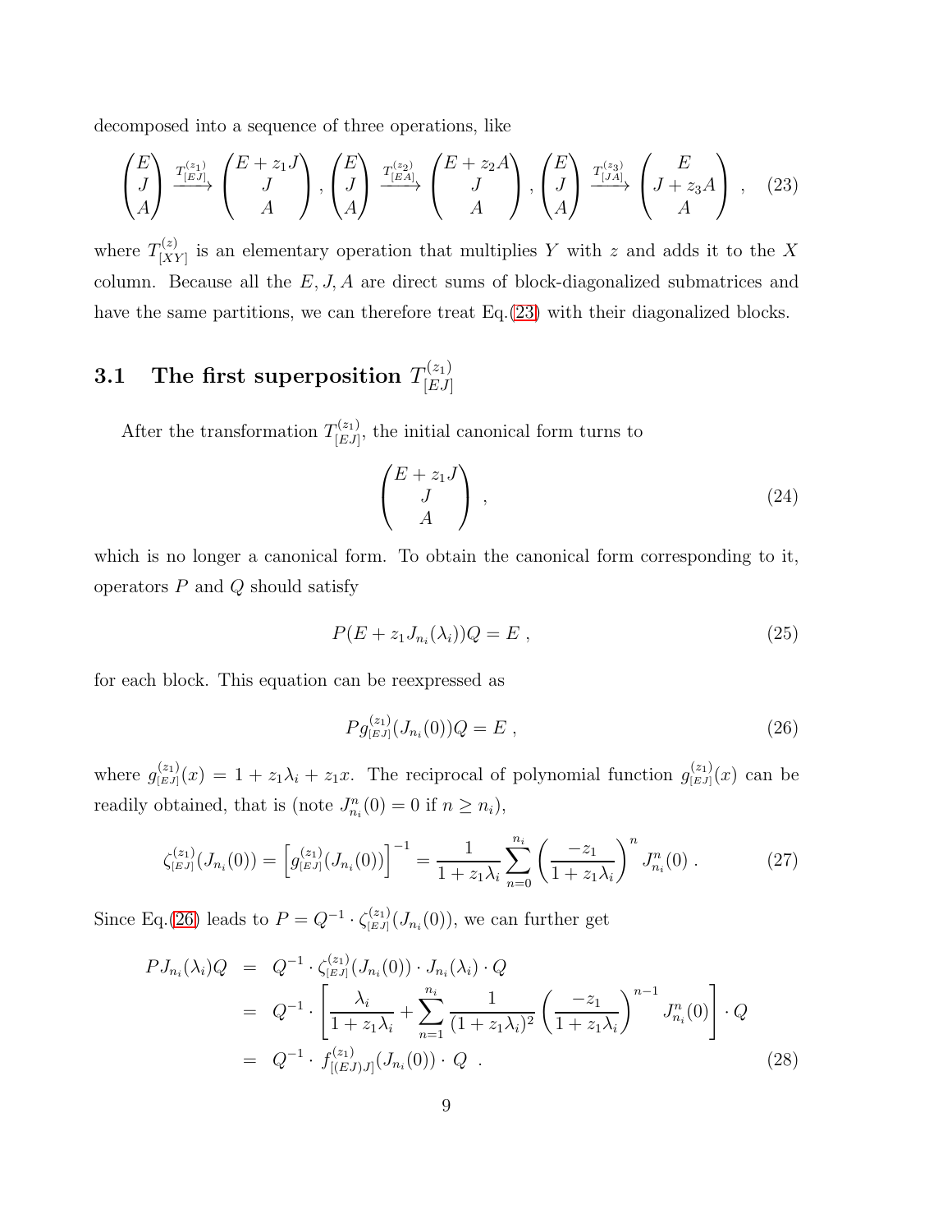decomposed into a sequence of three operations, like

$$\begin{pmatrix} E \\ J \\ A \end{pmatrix} \xrightarrow{T^{(z_1)}_{[EJ]}} \begin{pmatrix} E+z_1 J \\ J \\ A \end{pmatrix}, \begin{pmatrix} E \\ J \\ A \end{pmatrix} \xrightarrow{T^{(z_2)}_{[EA]}} \begin{pmatrix} E+z_2 A \\ J \\ A \end{pmatrix}, \begin{pmatrix} E \\ J \\ A \end{pmatrix} \xrightarrow{T^{(z_3)}_{[JA]}} \begin{pmatrix} E \\ J+z_3 A \\ A \end{pmatrix} \ , \tag{23}$$

where $T^{(z)}_{[XY]}$ is an elementary operation that multiplies $Y$ with $z$ and adds it to the $X$ column. Because all the $E, J, A$ are direct sums of block-diagonalized submatrices and have the same partitions, we can therefore treat Eq.(23) with their diagonalized blocks.

### 3.1 The first superposition $T^{(z_1)}_{[EJ]}$

After the transformation $T^{(z_1)}_{[EJ]}$, the initial canonical form turns to

$$\begin{pmatrix} E+z_1 J \\ J \\ A \end{pmatrix} \ , \tag{24}$$

which is no longer a canonical form. To obtain the canonical form corresponding to it, operators $P$ and $Q$ should satisfy

$$P(E + z_1 J_{n_i}(\lambda_i))Q = E \ , \tag{25}$$

for each block. This equation can be reexpressed as

$$P g^{(z_1)}_{[EJ]}(J_{n_i}(0))Q = E \ , \tag{26}$$

where $g^{(z_1)}_{[EJ]}(x) = 1 + z_1\lambda_i + z_1 x$. The reciprocal of polynomial function $g^{(z_1)}_{[EJ]}(x)$ can be readily obtained, that is (note $J^n_{n_i}(0) = 0$ if $n \geq n_i$),

$$\zeta^{(z_1)}_{[EJ]}(J_{n_i}(0)) = \left[g^{(z_1)}_{[EJ]}(J_{n_i}(0))\right]^{-1} = \frac{1}{1+z_1\lambda_i}\sum_{n=0}^{n_i}\left(\frac{-z_1}{1+z_1\lambda_i}\right)^n J^n_{n_i}(0) \ . \tag{27}$$

Since Eq.(26) leads to $P = Q^{-1}\cdot\zeta^{(z_1)}_{[EJ]}(J_{n_i}(0))$, we can further get

$$\begin{aligned} PJ_{n_i}(\lambda_i)Q &= Q^{-1}\cdot\zeta^{(z_1)}_{[EJ]}(J_{n_i}(0))\cdot J_{n_i}(\lambda_i)\cdot Q \\ &= Q^{-1}\cdot\left[\frac{\lambda_i}{1+z_1\lambda_i} + \sum_{n=1}^{n_i}\frac{1}{(1+z_1\lambda_i)^2}\left(\frac{-z_1}{1+z_1\lambda_i}\right)^{n-1} J^n_{n_i}(0)\right]\cdot Q \\ &= Q^{-1}\cdot f^{(z_1)}_{[(EJ)J]}(J_{n_i}(0))\cdot Q \ . \end{aligned} \tag{28}$$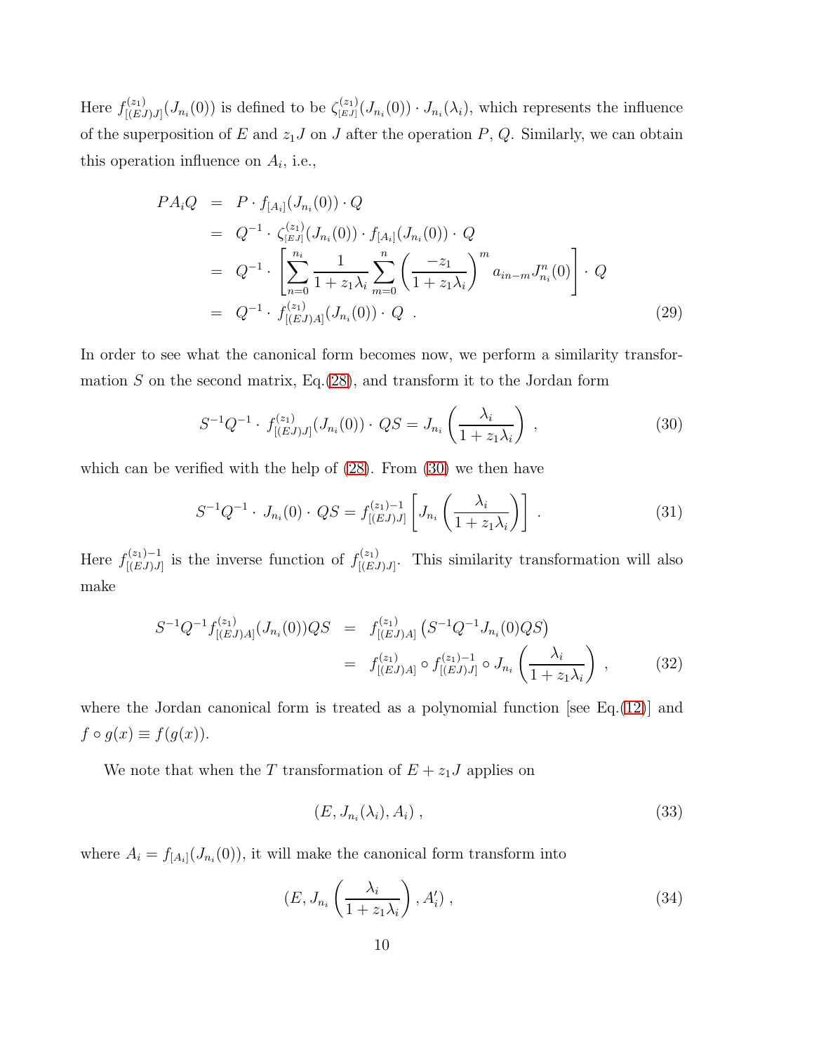Here $f^{(z_1)}_{[(EJ)J]}(J_{n_i}(0))$ is defined to be $\zeta^{(z_1)}_{[EJ]}(J_{n_i}(0)) \cdot J_{n_i}(\lambda_i)$, which represents the influence of the superposition of $E$ and $z_1 J$ on $J$ after the operation $P$, $Q$. Similarly, we can obtain this operation influence on $A_i$, i.e.,

$$
\begin{aligned}
PA_iQ &= P \cdot f_{[A_i]}(J_{n_i}(0)) \cdot Q \\
&= Q^{-1} \cdot \zeta^{(z_1)}_{[EJ]}(J_{n_i}(0)) \cdot f_{[A_i]}(J_{n_i}(0)) \cdot Q \\
&= Q^{-1} \cdot \left[ \sum_{n=0}^{n_i} \frac{1}{1+z_1\lambda_i} \sum_{m=0}^{n} \left( \frac{-z_1}{1+z_1\lambda_i} \right)^m a_{in-m} J^n_{n_i}(0) \right] \cdot Q \\
&= Q^{-1} \cdot f^{(z_1)}_{[(EJ)A]}(J_{n_i}(0)) \cdot Q \ .
\end{aligned} \tag{29}
$$

In order to see what the canonical form becomes now, we perform a similarity transformation $S$ on the second matrix, Eq.(28), and transform it to the Jordan form

$$
S^{-1}Q^{-1} \cdot f^{(z_1)}_{[(EJ)J]}(J_{n_i}(0)) \cdot QS = J_{n_i}\left( \frac{\lambda_i}{1+z_1\lambda_i} \right) \ , \tag{30}
$$

which can be verified with the help of (28). From (30) we then have

$$
S^{-1}Q^{-1} \cdot J_{n_i}(0) \cdot QS = f^{(z_1)-1}_{[(EJ)J]}\left[ J_{n_i}\left( \frac{\lambda_i}{1+z_1\lambda_i} \right) \right] \ . \tag{31}
$$

Here $f^{(z_1)-1}_{[(EJ)J]}$ is the inverse function of $f^{(z_1)}_{[(EJ)J]}$. This similarity transformation will also make

$$
\begin{aligned}
S^{-1}Q^{-1} f^{(z_1)}_{[(EJ)A]}(J_{n_i}(0)) QS &= f^{(z_1)}_{[(EJ)A]}\left( S^{-1}Q^{-1} J_{n_i}(0) QS \right) \\
&= f^{(z_1)}_{[(EJ)A]} \circ f^{(z_1)-1}_{[(EJ)J]} \circ J_{n_i}\left( \frac{\lambda_i}{1+z_1\lambda_i} \right) \ ,
\end{aligned} \tag{32}
$$

where the Jordan canonical form is treated as a polynomial function [see Eq.(12)] and $f \circ g(x) \equiv f(g(x))$.

We note that when the $T$ transformation of $E + z_1 J$ applies on

$$
(E, J_{n_i}(\lambda_i), A_i) \ , \tag{33}
$$

where $A_i = f_{[A_i]}(J_{n_i}(0))$, it will make the canonical form transform into

$$
(E, J_{n_i}\left( \frac{\lambda_i}{1+z_1\lambda_i} \right), A'_i) \ , \tag{34}
$$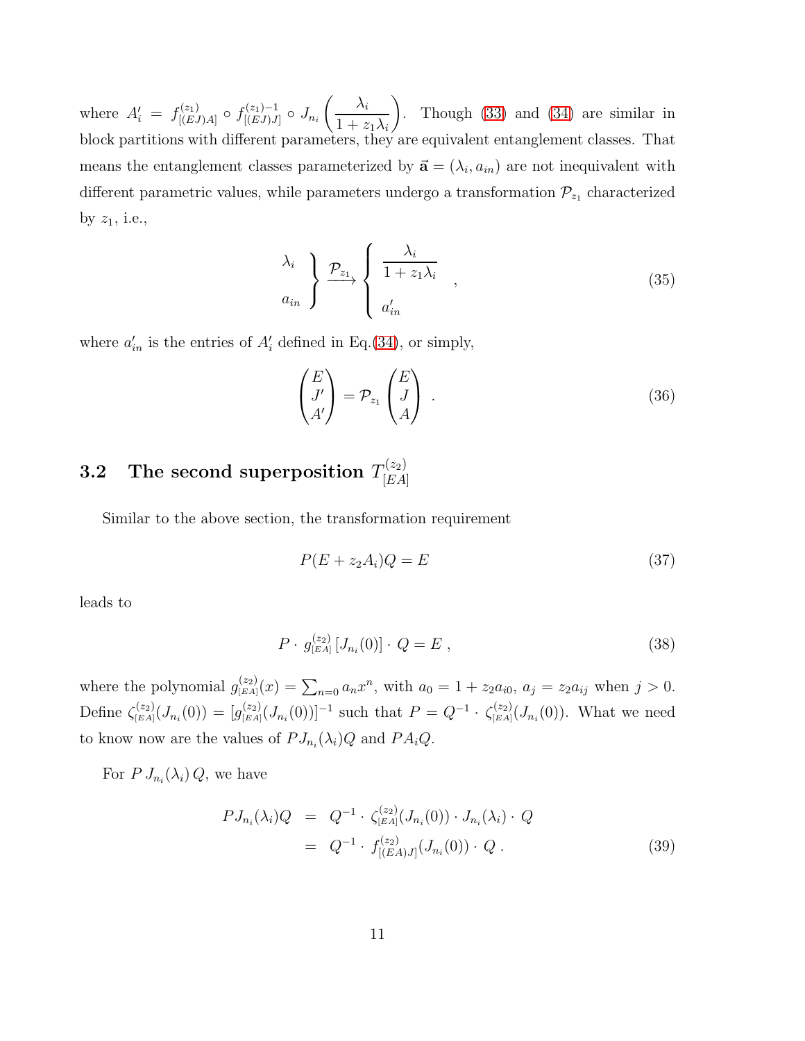where $A_i' = f^{(z_1)}_{[(EJ)A]} \circ f^{(z_1)-1}_{[(EJ)J]} \circ J_{n_i}\left(\dfrac{\lambda_i}{1+z_1\lambda_i}\right)$. Though (33) and (34) are similar in block partitions with different parameters, they are equivalent entanglement classes. That means the entanglement classes parameterized by $\vec{\mathbf{a}} = (\lambda_i, a_{in})$ are not inequivalent with different parametric values, while parameters undergo a transformation $\mathcal{P}_{z_1}$ characterized by $z_1$, i.e.,

$$
\left.\begin{array}{c} \lambda_i \\ \\ a_{in} \end{array}\right\} \xrightarrow{\mathcal{P}_{z_1}} \left\{ \begin{array}{l} \dfrac{\lambda_i}{1+z_1\lambda_i} \\ \\ a_{in}' \end{array}\right. , \tag{35}
$$

where $a_{in}'$ is the entries of $A_i'$ defined in Eq.(34), or simply,

$$
\begin{pmatrix} E \\ J' \\ A' \end{pmatrix} = \mathcal{P}_{z_1} \begin{pmatrix} E \\ J \\ A \end{pmatrix} . \tag{36}
$$

### 3.2 The second superposition $T^{(z_2)}_{[EA]}$

Similar to the above section, the transformation requirement

$$
P(E + z_2 A_i)Q = E \tag{37}
$$

leads to

$$
P \cdot g^{(z_2)}_{[EA]}\left[J_{n_i}(0)\right] \cdot Q = E , \tag{38}
$$

where the polynomial $g^{(z_2)}_{[EA]}(x) = \sum_{n=0} a_n x^n$, with $a_0 = 1 + z_2 a_{i0}$, $a_j = z_2 a_{ij}$ when $j > 0$. Define $\zeta^{(z_2)}_{[EA]}(J_{n_i}(0)) = [g^{(z_2)}_{[EA]}(J_{n_i}(0))]^{-1}$ such that $P = Q^{-1} \cdot \zeta^{(z_2)}_{[EA]}(J_{n_i}(0))$. What we need to know now are the values of $PJ_{n_i}(\lambda_i)Q$ and $PA_iQ$.

For $P\,J_{n_i}(\lambda_i)\,Q$, we have

$$
\begin{aligned}
PJ_{n_i}(\lambda_i)Q &= Q^{-1} \cdot \zeta^{(z_2)}_{[EA]}(J_{n_i}(0)) \cdot J_{n_i}(\lambda_i) \cdot Q \\
&= Q^{-1} \cdot f^{(z_2)}_{[(EA)J]}(J_{n_i}(0)) \cdot Q .
\end{aligned} \tag{39}
$$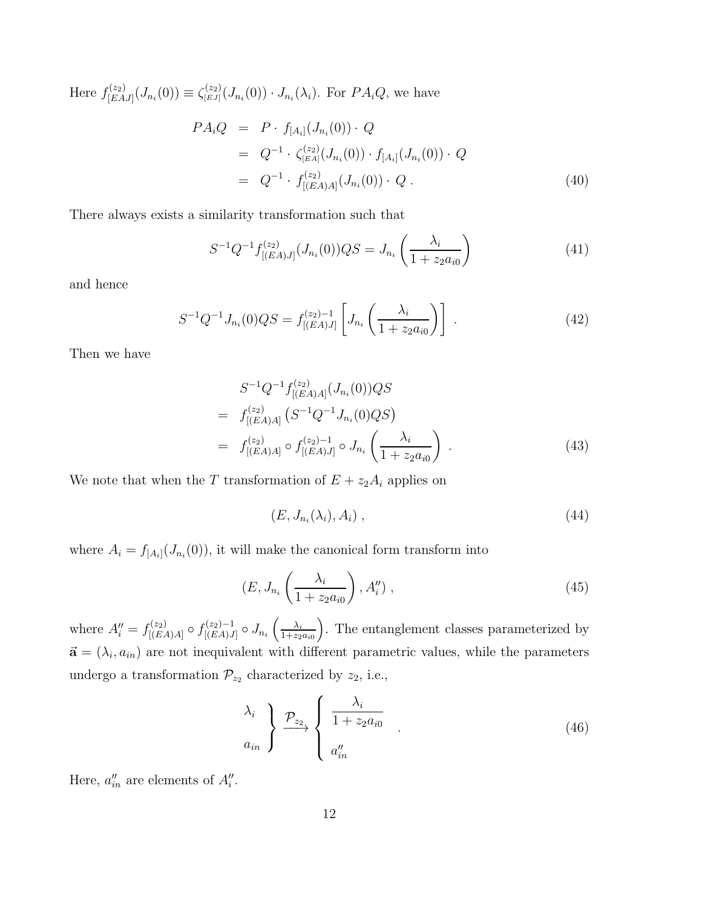Here $f^{(z_2)}_{[EAJ]}(J_{n_i}(0)) \equiv \zeta^{(z_2)}_{[EJ]}(J_{n_i}(0)) \cdot J_{n_i}(\lambda_i)$. For $PA_iQ$, we have

$$
\begin{aligned}
PA_iQ &= P \cdot f_{[A_i]}(J_{n_i}(0)) \cdot Q \\
&= Q^{-1} \cdot \zeta^{(z_2)}_{[EA]}(J_{n_i}(0)) \cdot f_{[A_i]}(J_{n_i}(0)) \cdot Q \\
&= Q^{-1} \cdot f^{(z_2)}_{[(EA)A]}(J_{n_i}(0)) \cdot Q \, . 
\end{aligned} \tag{40}
$$

There always exists a similarity transformation such that

$$
S^{-1}Q^{-1}f^{(z_2)}_{[(EA)J]}(J_{n_i}(0))QS = J_{n_i}\left(\frac{\lambda_i}{1+z_2a_{i0}}\right) \tag{41}
$$

and hence

$$
S^{-1}Q^{-1}J_{n_i}(0)QS = f^{(z_2)-1}_{[(EA)J]}\left[J_{n_i}\left(\frac{\lambda_i}{1+z_2a_{i0}}\right)\right] \, . \tag{42}
$$

Then we have

$$
\begin{aligned}
& S^{-1}Q^{-1}f^{(z_2)}_{[(EA)A]}(J_{n_i}(0))QS \\
=\ & f^{(z_2)}_{[(EA)A]}\left(S^{-1}Q^{-1}J_{n_i}(0)QS\right) \\
=\ & f^{(z_2)}_{[(EA)A]} \circ f^{(z_2)-1}_{[(EA)J]} \circ J_{n_i}\left(\frac{\lambda_i}{1+z_2a_{i0}}\right) \, .
\end{aligned} \tag{43}
$$

We note that when the $T$ transformation of $E + z_2A_i$ applies on

$$
(E, J_{n_i}(\lambda_i), A_i) \, , \tag{44}
$$

where $A_i = f_{[A_i]}(J_{n_i}(0))$, it will make the canonical form transform into

$$
(E, J_{n_i}\left(\frac{\lambda_i}{1+z_2a_{i0}}\right), A''_i) \, , \tag{45}
$$

where $A''_i = f^{(z_2)}_{[(EA)A]} \circ f^{(z_2)-1}_{[(EA)J]} \circ J_{n_i}\left(\frac{\lambda_i}{1+z_2a_{i0}}\right)$. The entanglement classes parameterized by $\vec{\mathbf{a}} = (\lambda_i, a_{in})$ are not inequivalent with different parametric values, while the parameters undergo a transformation $\mathcal{P}_{z_2}$ characterized by $z_2$, i.e.,

$$
\left.\begin{array}{l} \lambda_i \\ \\ a_{in} \end{array}\right\} \xrightarrow{\mathcal{P}_{z_2}} \left\{\begin{array}{l} \dfrac{\lambda_i}{1+z_2a_{i0}} \\ \\ a''_{in} \end{array}\right. \, . \tag{46}
$$

Here, $a''_{in}$ are elements of $A''_i$.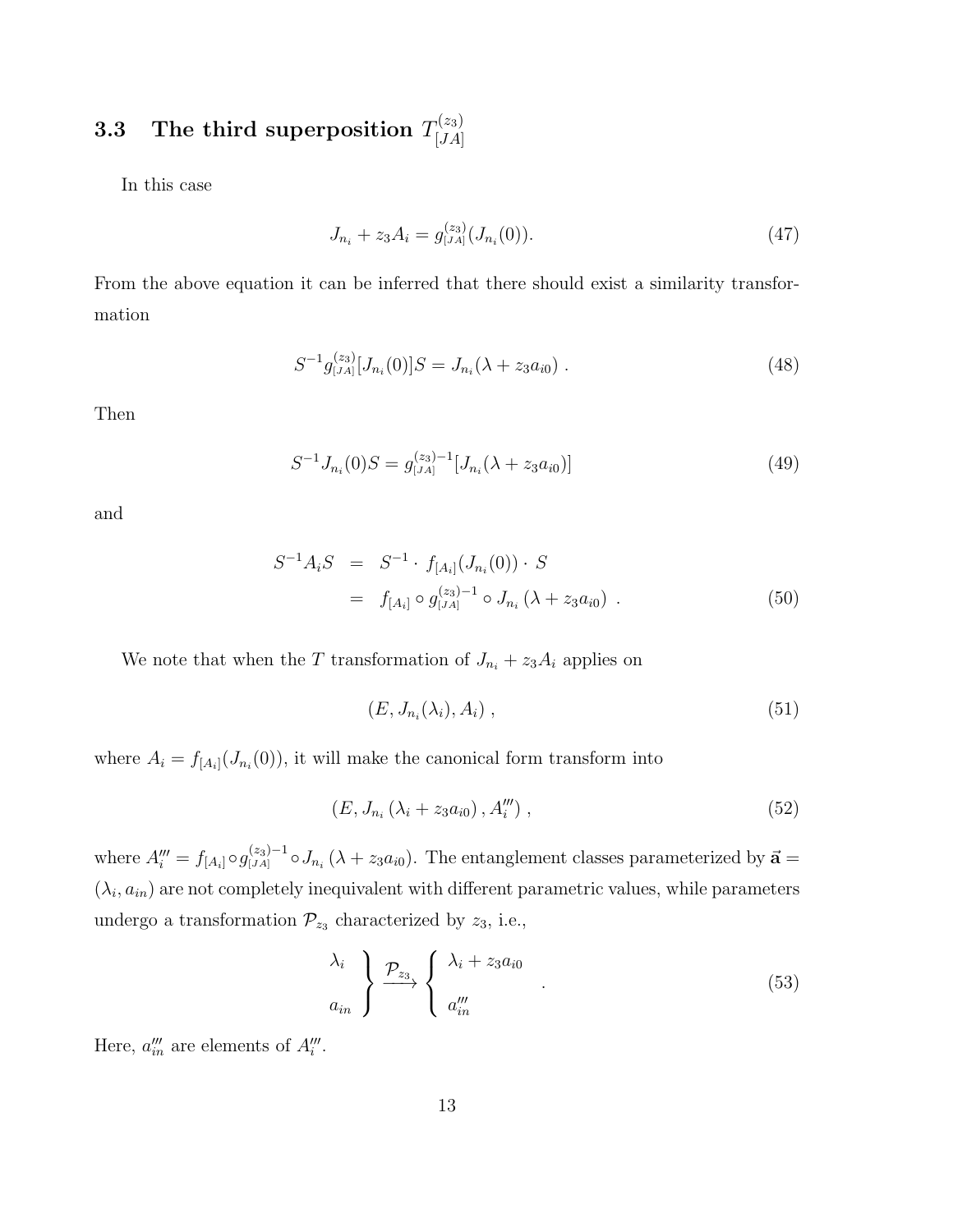### 3.3 The third superposition $T_{[JA]}^{(z_3)}$

In this case

$$J_{n_i} + z_3 A_i = g_{[JA]}^{(z_3)}(J_{n_i}(0)). \tag{47}$$

From the above equation it can be inferred that there should exist a similarity transformation

$$S^{-1} g_{[JA]}^{(z_3)}[J_{n_i}(0)] S = J_{n_i}(\lambda + z_3 a_{i0}) \ . \tag{48}$$

Then

$$S^{-1} J_{n_i}(0) S = g_{[JA]}^{(z_3)-1}[J_{n_i}(\lambda + z_3 a_{i0})] \tag{49}$$

and

$$\begin{aligned} S^{-1} A_i S &= S^{-1} \cdot f_{[A_i]}(J_{n_i}(0)) \cdot S \\ &= f_{[A_i]} \circ g_{[JA]}^{(z_3)-1} \circ J_{n_i}\left(\lambda + z_3 a_{i0}\right) \ . \end{aligned} \tag{50}$$

We note that when the $T$ transformation of $J_{n_i} + z_3 A_i$ applies on

$$(E, J_{n_i}(\lambda_i), A_i) \ , \tag{51}$$

where $A_i = f_{[A_i]}(J_{n_i}(0))$, it will make the canonical form transform into

$$\left(E, J_{n_i}\left(\lambda_i + z_3 a_{i0}\right), A_i'''\right) \ , \tag{52}$$

where $A_i''' = f_{[A_i]} \circ g_{[JA]}^{(z_3)-1} \circ J_{n_i}\left(\lambda + z_3 a_{i0}\right)$. The entanglement classes parameterized by $\vec{\mathbf{a}} = (\lambda_i, a_{in})$ are not completely inequivalent with different parametric values, while parameters undergo a transformation $\mathcal{P}_{z_3}$ characterized by $z_3$, i.e.,

$$\left.\begin{array}{c} \lambda_i \\ \\ a_{in} \end{array}\right\} \xrightarrow{\mathcal{P}_{z_3}} \left\{\begin{array}{l} \lambda_i + z_3 a_{i0} \\ \\ a_{in}''' \end{array}\right. \ . \tag{53}$$

Here, $a_{in}'''$ are elements of $A_i'''$.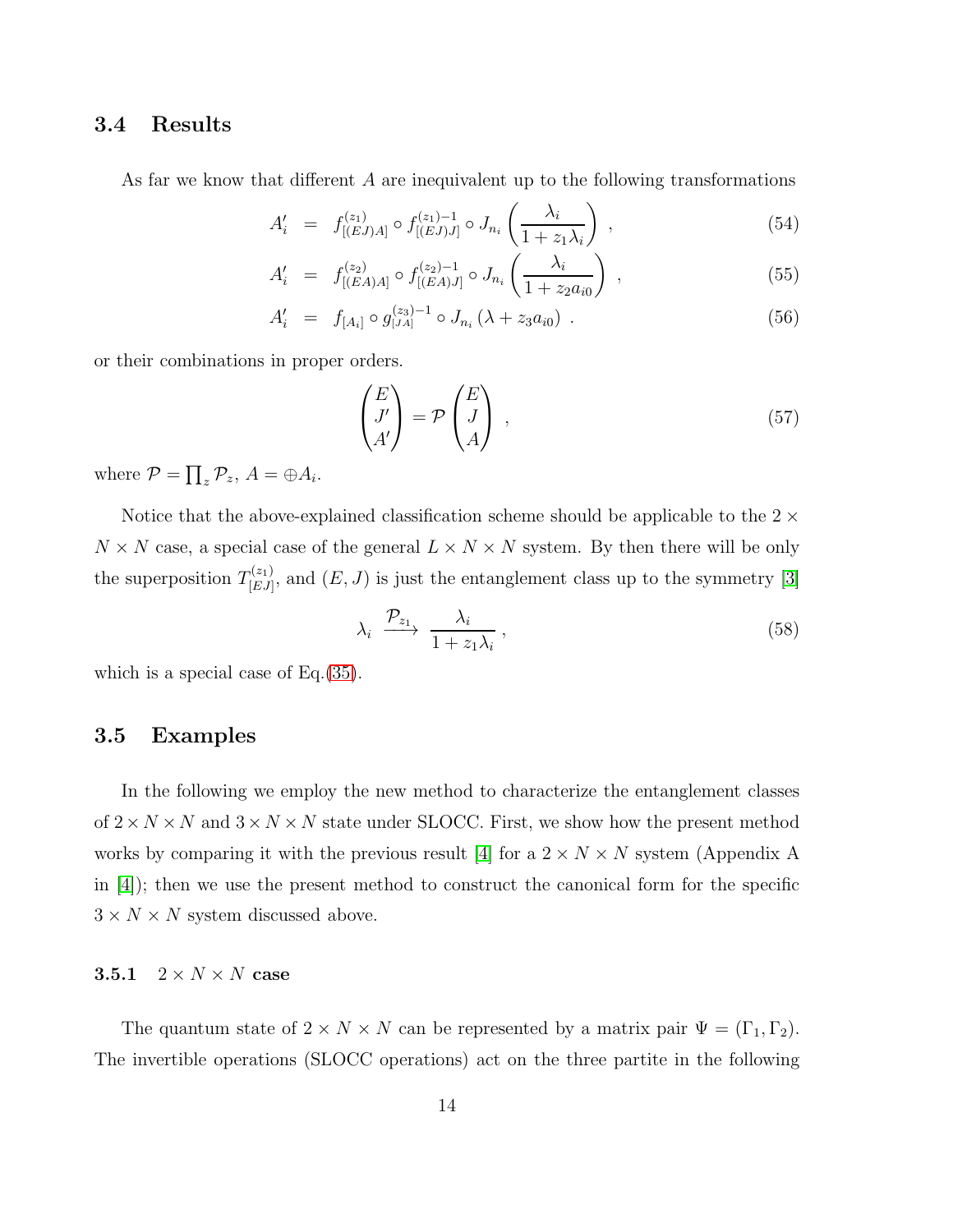### 3.4 Results

As far we know that different $A$ are inequivalent up to the following transformations

$$
A'_i = f^{(z_1)}_{[(EJ)A]} \circ f^{(z_1)-1}_{[(EJ)J]} \circ J_{n_i}\left(\frac{\lambda_i}{1+z_1\lambda_i}\right) , \tag{54}
$$

$$
A'_i = f^{(z_2)}_{[(EA)A]} \circ f^{(z_2)-1}_{[(EA)J]} \circ J_{n_i}\left(\frac{\lambda_i}{1+z_2 a_{i0}}\right) , \tag{55}
$$

$$
A'_i = f_{[A_i]} \circ g^{(z_3)-1}_{[JA]} \circ J_{n_i}\left(\lambda + z_3 a_{i0}\right) . \tag{56}
$$

or their combinations in proper orders.

$$
\begin{pmatrix} E \\ J' \\ A' \end{pmatrix} = \mathcal{P} \begin{pmatrix} E \\ J \\ A \end{pmatrix} , \tag{57}
$$

where $\mathcal{P} = \prod_z \mathcal{P}_z$, $A = \oplus A_i$.

Notice that the above-explained classification scheme should be applicable to the $2 \times N \times N$ case, a special case of the general $L \times N \times N$ system. By then there will be only the superposition $T^{(z_1)}_{[EJ]}$, and $(E, J)$ is just the entanglement class up to the symmetry [3]

$$
\lambda_i \xrightarrow{\mathcal{P}_{z_1}} \frac{\lambda_i}{1+z_1\lambda_i} , \tag{58}
$$

which is a special case of Eq.(35).

### 3.5 Examples

In the following we employ the new method to characterize the entanglement classes of $2 \times N \times N$ and $3 \times N \times N$ state under SLOCC. First, we show how the present method works by comparing it with the previous result [4] for a $2 \times N \times N$ system (Appendix A in [4]); then we use the present method to construct the canonical form for the specific $3 \times N \times N$ system discussed above.

#### 3.5.1 $2 \times N \times N$ case

The quantum state of $2 \times N \times N$ can be represented by a matrix pair $\Psi = (\Gamma_1, \Gamma_2)$. The invertible operations (SLOCC operations) act on the three partite in the following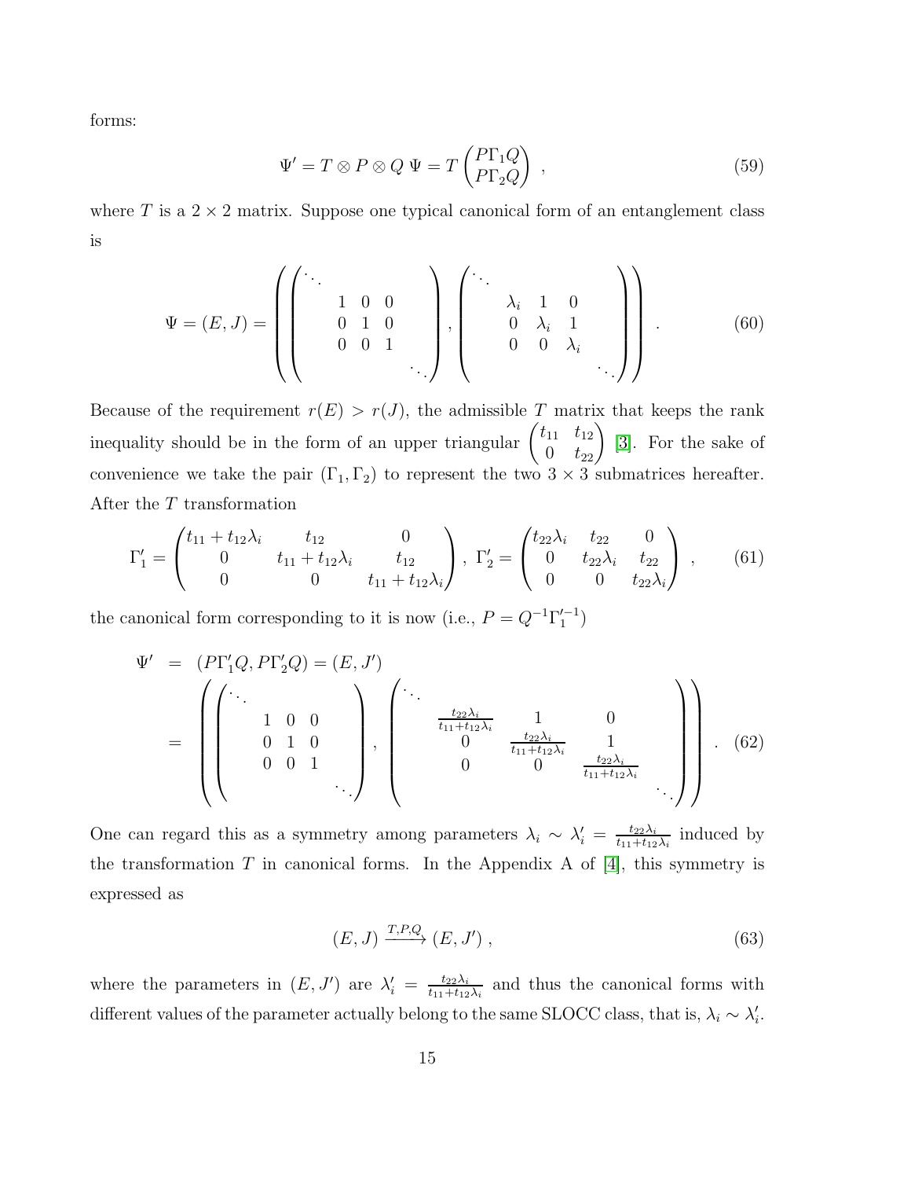forms:

$$
\Psi' = T \otimes P \otimes Q \; \Psi = T \begin{pmatrix} P\Gamma_1 Q \\ P\Gamma_2 Q \end{pmatrix} \; , \tag{59}
$$

where $T$ is a $2 \times 2$ matrix. Suppose one typical canonical form of an entanglement class is

$$
\Psi = (E, J) = \left( \begin{pmatrix} \ddots & & & & \\ & 1 & 0 & 0 & \\ & 0 & 1 & 0 & \\ & 0 & 0 & 1 & \\ & & & & \ddots \end{pmatrix}, \begin{pmatrix} \ddots & & & & \\ & \lambda_i & 1 & 0 & \\ & 0 & \lambda_i & 1 & \\ & 0 & 0 & \lambda_i & \\ & & & & \ddots \end{pmatrix} \right) \; . \tag{60}
$$

Because of the requirement $r(E) > r(J)$, the admissible $T$ matrix that keeps the rank inequality should be in the form of an upper triangular $\begin{pmatrix} t_{11} & t_{12} \\ 0 & t_{22} \end{pmatrix}$ [3]. For the sake of convenience we take the pair $(\Gamma_1, \Gamma_2)$ to represent the two $3 \times 3$ submatrices hereafter. After the $T$ transformation

$$
\Gamma_1' = \begin{pmatrix} t_{11} + t_{12}\lambda_i & t_{12} & 0 \\ 0 & t_{11} + t_{12}\lambda_i & t_{12} \\ 0 & 0 & t_{11} + t_{12}\lambda_i \end{pmatrix}, \; \Gamma_2' = \begin{pmatrix} t_{22}\lambda_i & t_{22} & 0 \\ 0 & t_{22}\lambda_i & t_{22} \\ 0 & 0 & t_{22}\lambda_i \end{pmatrix} \; , \tag{61}
$$

the canonical form corresponding to it is now (i.e., $P = Q^{-1}\Gamma_1'^{-1}$)

$$
\begin{aligned}
\Psi' &= (P\Gamma_1' Q, P\Gamma_2' Q) = (E, J') \\
&= \left( \begin{pmatrix} \ddots & & & & \\ & 1 & 0 & 0 & \\ & 0 & 1 & 0 & \\ & 0 & 0 & 1 & \\ & & & & \ddots \end{pmatrix}, \begin{pmatrix} \ddots & & & & \\ & \frac{t_{22}\lambda_i}{t_{11}+t_{12}\lambda_i} & 1 & 0 & \\ & 0 & \frac{t_{22}\lambda_i}{t_{11}+t_{12}\lambda_i} & 1 & \\ & 0 & 0 & \frac{t_{22}\lambda_i}{t_{11}+t_{12}\lambda_i} & \\ & & & & \ddots \end{pmatrix} \right) \; .
\end{aligned} \tag{62}
$$

One can regard this as a symmetry among parameters $\lambda_i \sim \lambda_i' = \frac{t_{22}\lambda_i}{t_{11}+t_{12}\lambda_i}$ induced by the transformation $T$ in canonical forms. In the Appendix A of [4], this symmetry is expressed as

$$
(E, J) \xrightarrow{T,P,Q} (E, J') \; , \tag{63}
$$

where the parameters in $(E, J')$ are $\lambda_i' = \frac{t_{22}\lambda_i}{t_{11}+t_{12}\lambda_i}$ and thus the canonical forms with different values of the parameter actually belong to the same SLOCC class, that is, $\lambda_i \sim \lambda_i'$.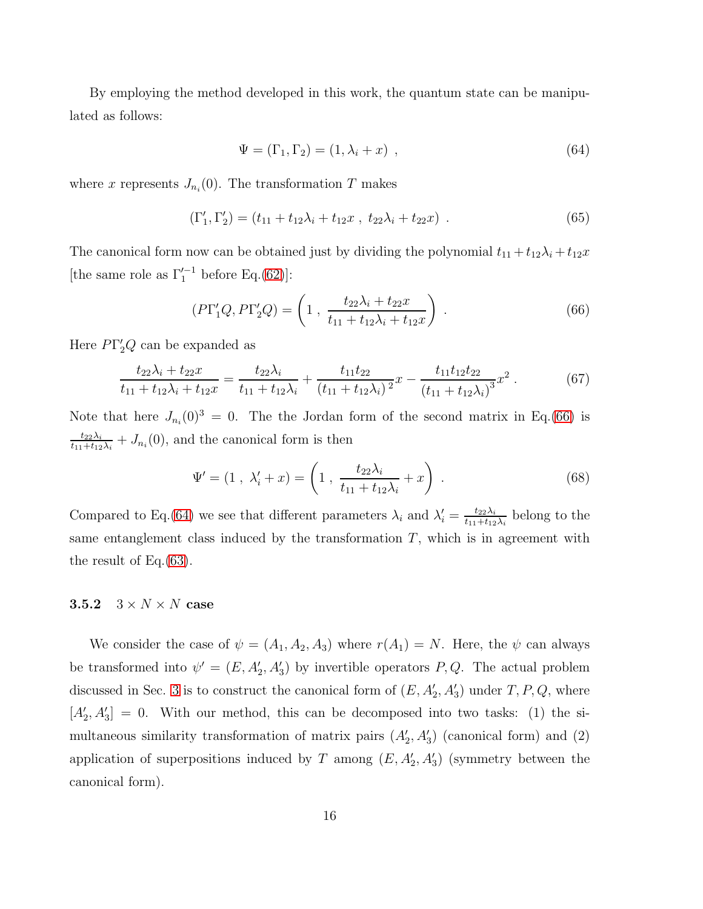By employing the method developed in this work, the quantum state can be manipulated as follows:

$$\Psi = (\Gamma_1, \Gamma_2) = (1, \lambda_i + x) \ , \tag{64}$$

where $x$ represents $J_{n_i}(0)$. The transformation $T$ makes

$$(\Gamma_1', \Gamma_2') = (t_{11} + t_{12}\lambda_i + t_{12}x \ , \ t_{22}\lambda_i + t_{22}x) \ . \tag{65}$$

The canonical form now can be obtained just by dividing the polynomial $t_{11} + t_{12}\lambda_i + t_{12}x$ [the same role as $\Gamma_1'^{-1}$ before Eq.(62)]:

$$(P\Gamma_1'Q, P\Gamma_2'Q) = \left(1 \ , \ \frac{t_{22}\lambda_i + t_{22}x}{t_{11} + t_{12}\lambda_i + t_{12}x}\right) \ . \tag{66}$$

Here $P\Gamma_2'Q$ can be expanded as

$$\frac{t_{22}\lambda_i + t_{22}x}{t_{11} + t_{12}\lambda_i + t_{12}x} = \frac{t_{22}\lambda_i}{t_{11} + t_{12}\lambda_i} + \frac{t_{11}t_{22}}{(t_{11} + t_{12}\lambda_i)^2}x - \frac{t_{11}t_{12}t_{22}}{(t_{11} + t_{12}\lambda_i)^3}x^2 \ . \tag{67}$$

Note that here $J_{n_i}(0)^3 = 0$. The the Jordan form of the second matrix in Eq.(66) is $\frac{t_{22}\lambda_i}{t_{11}+t_{12}\lambda_i} + J_{n_i}(0)$, and the canonical form is then

$$\Psi' = (1 \ , \ \lambda_i' + x) = \left(1 \ , \ \frac{t_{22}\lambda_i}{t_{11} + t_{12}\lambda_i} + x\right) \ . \tag{68}$$

Compared to Eq.(64) we see that different parameters $\lambda_i$ and $\lambda_i' = \frac{t_{22}\lambda_i}{t_{11}+t_{12}\lambda_i}$ belong to the same entanglement class induced by the transformation $T$, which is in agreement with the result of Eq.(63).

### 3.5.2 $3 \times N \times N$ case

We consider the case of $\psi = (A_1, A_2, A_3)$ where $r(A_1) = N$. Here, the $\psi$ can always be transformed into $\psi' = (E, A_2', A_3')$ by invertible operators $P, Q$. The actual problem discussed in Sec. 3 is to construct the canonical form of $(E, A_2', A_3')$ under $T, P, Q$, where $[A_2', A_3'] = 0$. With our method, this can be decomposed into two tasks: (1) the simultaneous similarity transformation of matrix pairs $(A_2', A_3')$ (canonical form) and (2) application of superpositions induced by $T$ among $(E, A_2', A_3')$ (symmetry between the canonical form).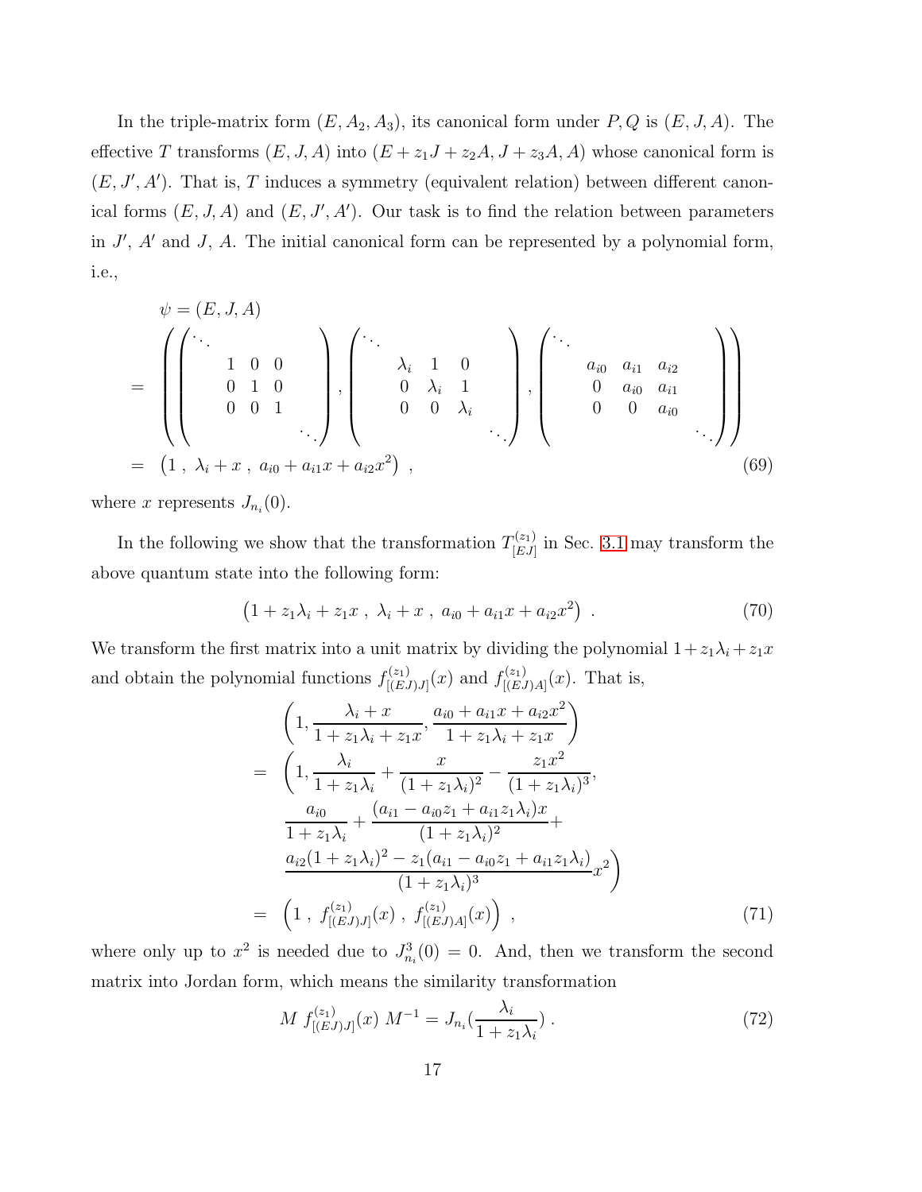In the triple-matrix form $(E, A_2, A_3)$, its canonical form under $P, Q$ is $(E, J, A)$. The effective $T$ transforms $(E, J, A)$ into $(E + z_1 J + z_2 A, J + z_3 A, A)$ whose canonical form is $(E, J', A')$. That is, $T$ induces a symmetry (equivalent relation) between different canonical forms $(E, J, A)$ and $(E, J', A')$. Our task is to find the relation between parameters in $J'$, $A'$ and $J$, $A$. The initial canonical form can be represented by a polynomial form, i.e.,

$$
\begin{aligned}
&\psi = (E, J, A) \\
&= \left( \begin{pmatrix} \ddots & & & & \\ & 1 & 0 & 0 & \\ & 0 & 1 & 0 & \\ & 0 & 0 & 1 & \\ & & & & \ddots \end{pmatrix}, \begin{pmatrix} \ddots & & & & \\ & \lambda_i & 1 & 0 & \\ & 0 & \lambda_i & 1 & \\ & 0 & 0 & \lambda_i & \\ & & & & \ddots \end{pmatrix}, \begin{pmatrix} \ddots & & & & \\ & a_{i0} & a_{i1} & a_{i2} & \\ & 0 & a_{i0} & a_{i1} & \\ & 0 & 0 & a_{i0} & \\ & & & & \ddots \end{pmatrix} \right) \\
&= \left(1 \, , \; \lambda_i + x \; , \; a_{i0} + a_{i1}x + a_{i2}x^2\right) \; ,
\end{aligned} \tag{69}
$$

where $x$ represents $J_{n_i}(0)$.

In the following we show that the transformation $T^{(z_1)}_{[EJ]}$ in Sec. 3.1 may transform the above quantum state into the following form:

$$
\left(1 + z_1\lambda_i + z_1 x \; , \; \lambda_i + x \; , \; a_{i0} + a_{i1}x + a_{i2}x^2\right) \; . \tag{70}
$$

We transform the first matrix into a unit matrix by dividing the polynomial $1 + z_1\lambda_i + z_1 x$ and obtain the polynomial functions $f^{(z_1)}_{[(EJ)J]}(x)$ and $f^{(z_1)}_{[(EJ)A]}(x)$. That is,

$$
\begin{aligned}
&\left(1, \frac{\lambda_i + x}{1 + z_1\lambda_i + z_1 x}, \frac{a_{i0} + a_{i1}x + a_{i2}x^2}{1 + z_1\lambda_i + z_1 x}\right) \\
= &\left(1, \frac{\lambda_i}{1 + z_1\lambda_i} + \frac{x}{(1 + z_1\lambda_i)^2} - \frac{z_1 x^2}{(1 + z_1\lambda_i)^3}, \right. \\
&\frac{a_{i0}}{1 + z_1\lambda_i} + \frac{(a_{i1} - a_{i0}z_1 + a_{i1}z_1\lambda_i)x}{(1 + z_1\lambda_i)^2} + \\
&\left. \frac{a_{i2}(1 + z_1\lambda_i)^2 - z_1(a_{i1} - a_{i0}z_1 + a_{i1}z_1\lambda_i)}{(1 + z_1\lambda_i)^3} x^2 \right) \\
= &\left(1 \, , \; f^{(z_1)}_{[(EJ)J]}(x) \; , \; f^{(z_1)}_{[(EJ)A]}(x)\right) \; ,
\end{aligned} \tag{71}
$$

where only up to $x^2$ is needed due to $J^3_{n_i}(0) = 0$. And, then we transform the second matrix into Jordan form, which means the similarity transformation

$$
M \; f^{(z_1)}_{[(EJ)J]}(x) \; M^{-1} = J_{n_i}\left(\frac{\lambda_i}{1 + z_1\lambda_i}\right) . \tag{72}
$$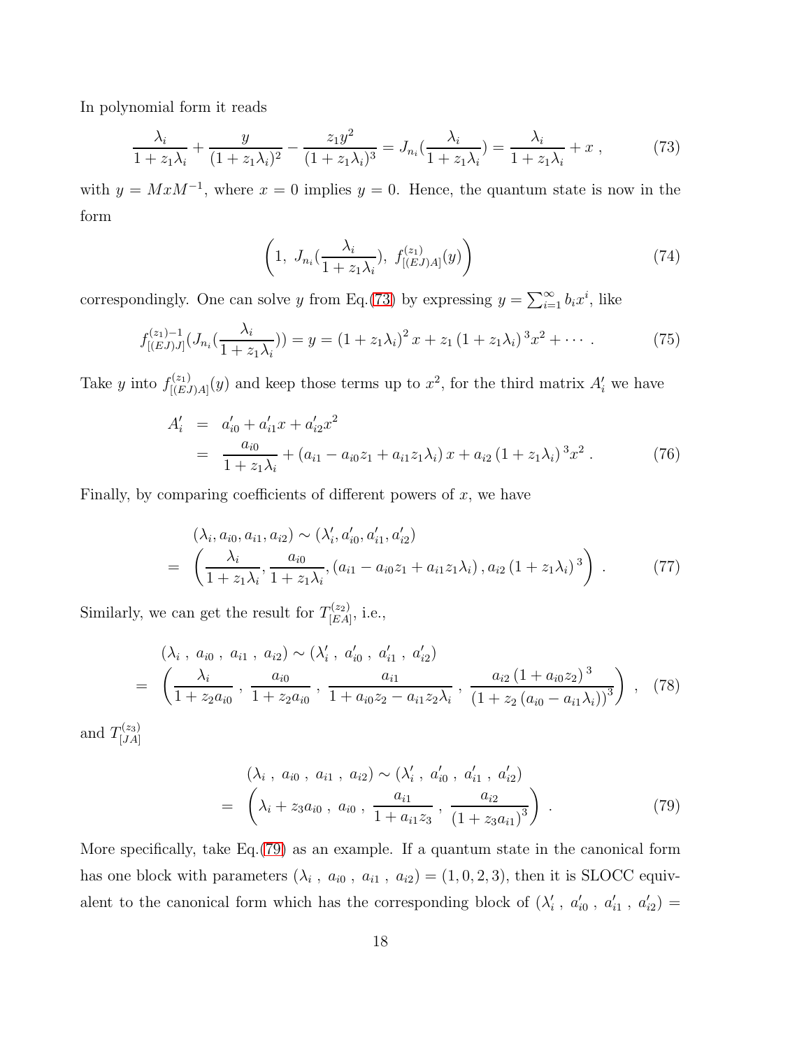In polynomial form it reads

$$\frac{\lambda_i}{1+z_1\lambda_i} + \frac{y}{(1+z_1\lambda_i)^2} - \frac{z_1 y^2}{(1+z_1\lambda_i)^3} = J_{n_i}(\frac{\lambda_i}{1+z_1\lambda_i}) = \frac{\lambda_i}{1+z_1\lambda_i} + x \ , \tag{73}$$

with $y = MxM^{-1}$, where $x = 0$ implies $y = 0$. Hence, the quantum state is now in the form

$$\left(1,\ J_{n_i}(\frac{\lambda_i}{1+z_1\lambda_i}),\ f^{(z_1)}_{[(EJ)A]}(y)\right) \tag{74}$$

correspondingly. One can solve $y$ from Eq.(73) by expressing $y = \sum_{i=1}^{\infty} b_i x^i$, like

$$f^{(z_1)-1}_{[(EJ)J]}(J_{n_i}(\frac{\lambda_i}{1+z_1\lambda_i})) = y = (1+z_1\lambda_i)^2 x + z_1 (1+z_1\lambda_i)^3 x^2 + \cdots \ . \tag{75}$$

Take $y$ into $f^{(z_1)}_{[(EJ)A]}(y)$ and keep those terms up to $x^2$, for the third matrix $A'_i$ we have

$$\begin{aligned} A'_i &= a'_{i0} + a'_{i1} x + a'_{i2} x^2 \\ &= \frac{a_{i0}}{1+z_1\lambda_i} + (a_{i1} - a_{i0} z_1 + a_{i1} z_1 \lambda_i)\, x + a_{i2} (1+z_1\lambda_i)^3 x^2 \ . \end{aligned} \tag{76}$$

Finally, by comparing coefficients of different powers of $x$, we have

$$\begin{aligned} & (\lambda_i, a_{i0}, a_{i1}, a_{i2}) \sim (\lambda'_i, a'_{i0}, a'_{i1}, a'_{i2}) \\ = & \left(\frac{\lambda_i}{1+z_1\lambda_i}, \frac{a_{i0}}{1+z_1\lambda_i}, (a_{i1} - a_{i0} z_1 + a_{i1} z_1 \lambda_i), a_{i2} (1+z_1\lambda_i)^3\right) \ . \end{aligned} \tag{77}$$

Similarly, we can get the result for $T^{(z_2)}_{[EA]}$, i.e.,

$$\begin{aligned} & (\lambda_i\ ,\ a_{i0}\ ,\ a_{i1}\ ,\ a_{i2}) \sim (\lambda'_i\ ,\ a'_{i0}\ ,\ a'_{i1}\ ,\ a'_{i2}) \\ = & \left(\frac{\lambda_i}{1+z_2 a_{i0}}\ ,\ \frac{a_{i0}}{1+z_2 a_{i0}}\ ,\ \frac{a_{i1}}{1+a_{i0} z_2 - a_{i1} z_2 \lambda_i}\ ,\ \frac{a_{i2} (1+a_{i0} z_2)^3}{(1+z_2 (a_{i0} - a_{i1}\lambda_i))^3}\right) \ , \end{aligned} \tag{78}$$

and $T^{(z_3)}_{[JA]}$

$$\begin{aligned} & (\lambda_i\ ,\ a_{i0}\ ,\ a_{i1}\ ,\ a_{i2}) \sim (\lambda'_i\ ,\ a'_{i0}\ ,\ a'_{i1}\ ,\ a'_{i2}) \\ = & \left(\lambda_i + z_3 a_{i0}\ ,\ a_{i0}\ ,\ \frac{a_{i1}}{1+a_{i1} z_3}\ ,\ \frac{a_{i2}}{(1+z_3 a_{i1})^3}\right) \ . \end{aligned} \tag{79}$$

More specifically, take Eq.(79) as an example. If a quantum state in the canonical form has one block with parameters $(\lambda_i\ ,\ a_{i0}\ ,\ a_{i1}\ ,\ a_{i2}) = (1, 0, 2, 3)$, then it is SLOCC equivalent to the canonical form which has the corresponding block of $(\lambda'_i\ ,\ a'_{i0}\ ,\ a'_{i1}\ ,\ a'_{i2}) =$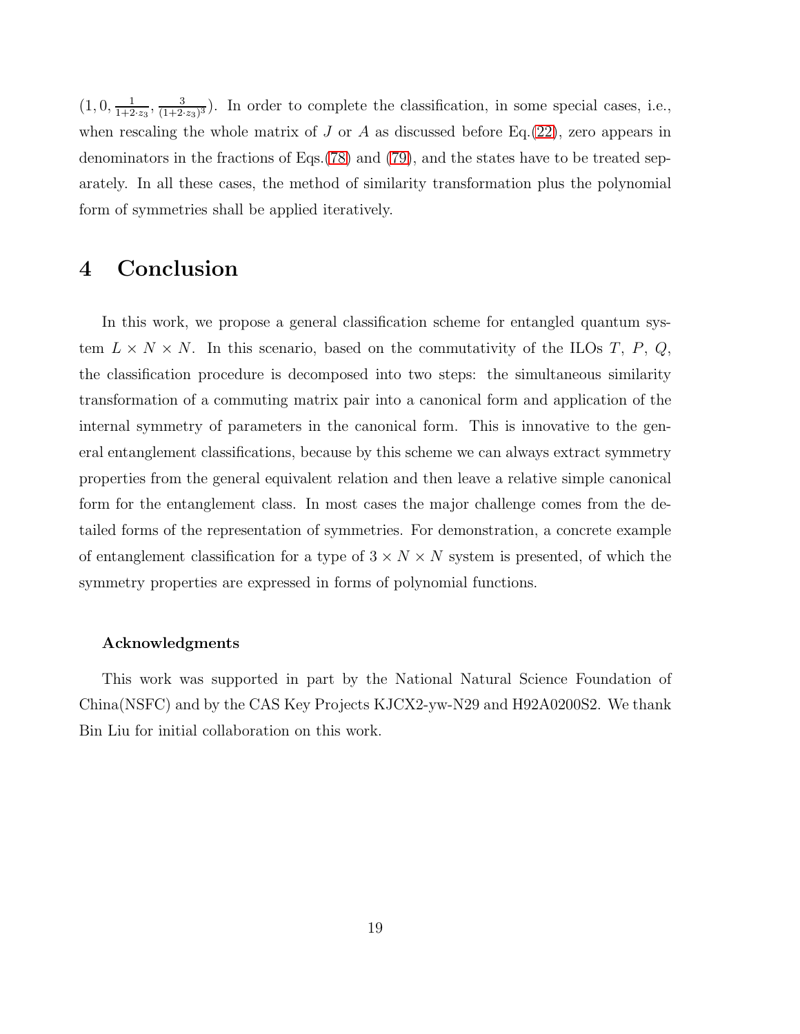$(1, 0, \frac{1}{1+2\cdot z_3}, \frac{3}{(1+2\cdot z_3)^3})$. In order to complete the classification, in some special cases, i.e., when rescaling the whole matrix of $J$ or $A$ as discussed before Eq.(22), zero appears in denominators in the fractions of Eqs.(78) and (79), and the states have to be treated separately. In all these cases, the method of similarity transformation plus the polynomial form of symmetries shall be applied iteratively.

# 4 Conclusion

In this work, we propose a general classification scheme for entangled quantum system $L \times N \times N$. In this scenario, based on the commutativity of the ILOs $T$, $P$, $Q$, the classification procedure is decomposed into two steps: the simultaneous similarity transformation of a commuting matrix pair into a canonical form and application of the internal symmetry of parameters in the canonical form. This is innovative to the general entanglement classifications, because by this scheme we can always extract symmetry properties from the general equivalent relation and then leave a relative simple canonical form for the entanglement class. In most cases the major challenge comes from the detailed forms of the representation of symmetries. For demonstration, a concrete example of entanglement classification for a type of $3 \times N \times N$ system is presented, of which the symmetry properties are expressed in forms of polynomial functions.

**Acknowledgments**

This work was supported in part by the National Natural Science Foundation of China(NSFC) and by the CAS Key Projects KJCX2-yw-N29 and H92A0200S2. We thank Bin Liu for initial collaboration on this work.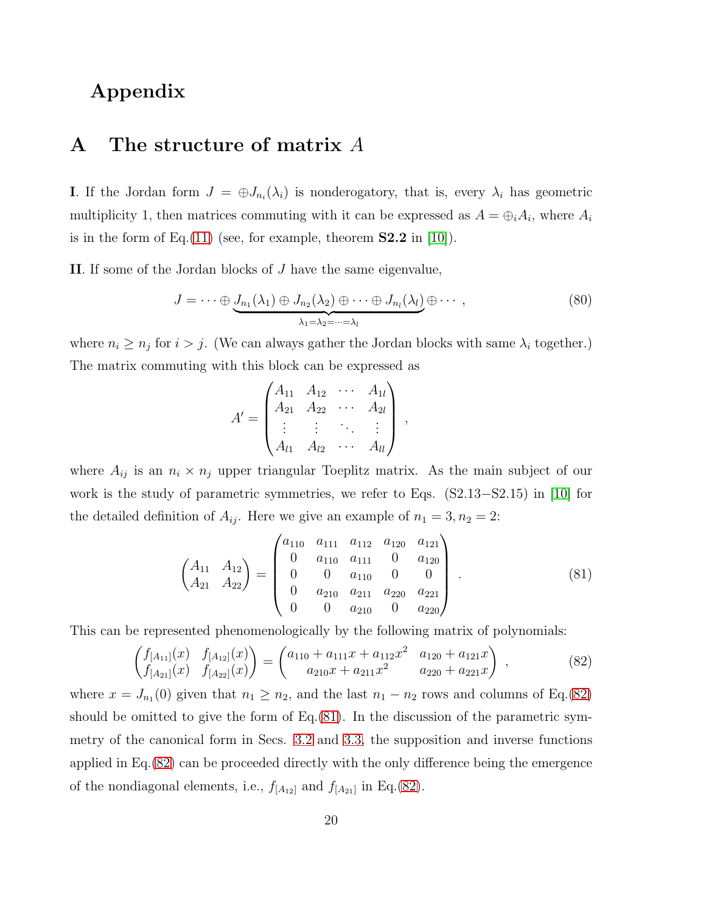# Appendix

## A The structure of matrix $A$

**I**. If the Jordan form $J = \oplus J_{n_i}(\lambda_i)$ is nonderogatory, that is, every $\lambda_i$ has geometric multiplicity 1, then matrices commuting with it can be expressed as $A = \oplus_i A_i$, where $A_i$ is in the form of Eq.(11) (see, for example, theorem **S2.2** in [10]).

**II**. If some of the Jordan blocks of $J$ have the same eigenvalue,

$$J = \cdots \oplus \underbrace{J_{n_1}(\lambda_1) \oplus J_{n_2}(\lambda_2) \oplus \cdots \oplus J_{n_l}(\lambda_l)}_{\lambda_1=\lambda_2=\cdots=\lambda_l} \oplus \cdots \ , \tag{80}$$

where $n_i \geq n_j$ for $i > j$. (We can always gather the Jordan blocks with same $\lambda_i$ together.) The matrix commuting with this block can be expressed as

$$A' = \begin{pmatrix} A_{11} & A_{12} & \cdots & A_{1l} \\ A_{21} & A_{22} & \cdots & A_{2l} \\ \vdots & \vdots & \ddots & \vdots \\ A_{l1} & A_{l2} & \cdots & A_{ll} \end{pmatrix} ,$$

where $A_{ij}$ is an $n_i \times n_j$ upper triangular Toeplitz matrix. As the main subject of our work is the study of parametric symmetries, we refer to Eqs. (S2.13−S2.15) in [10] for the detailed definition of $A_{ij}$. Here we give an example of $n_1 = 3, n_2 = 2$:

$$\begin{pmatrix} A_{11} & A_{12} \\ A_{21} & A_{22} \end{pmatrix} = \begin{pmatrix} a_{110} & a_{111} & a_{112} & a_{120} & a_{121} \\ 0 & a_{110} & a_{111} & 0 & a_{120} \\ 0 & 0 & a_{110} & 0 & 0 \\ 0 & a_{210} & a_{211} & a_{220} & a_{221} \\ 0 & 0 & a_{210} & 0 & a_{220} \end{pmatrix} . \tag{81}$$

This can be represented phenomenologically by the following matrix of polynomials:

$$\begin{pmatrix} f_{[A_{11}]}(x) & f_{[A_{12}]}(x) \\ f_{[A_{21}]}(x) & f_{[A_{22}]}(x) \end{pmatrix} = \begin{pmatrix} a_{110} + a_{111}x + a_{112}x^2 & a_{120} + a_{121}x \\ a_{210}x + a_{211}x^2 & a_{220} + a_{221}x \end{pmatrix} , \tag{82}$$

where $x = J_{n_1}(0)$ given that $n_1 \geq n_2$, and the last $n_1 - n_2$ rows and columns of Eq.(82) should be omitted to give the form of Eq.(81). In the discussion of the parametric symmetry of the canonical form in Secs. 3.2 and 3.3, the supposition and inverse functions applied in Eq.(82) can be proceeded directly with the only difference being the emergence of the nondiagonal elements, i.e., $f_{[A_{12}]}$ and $f_{[A_{21}]}$ in Eq.(82).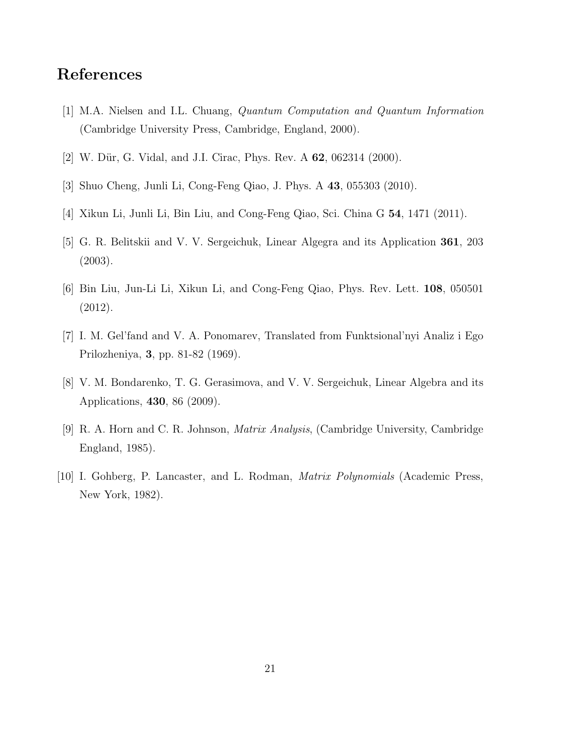# References

[1] M.A. Nielsen and I.L. Chuang, *Quantum Computation and Quantum Information* (Cambridge University Press, Cambridge, England, 2000).

[2] W. Dür, G. Vidal, and J.I. Cirac, Phys. Rev. A **62**, 062314 (2000).

[3] Shuo Cheng, Junli Li, Cong-Feng Qiao, J. Phys. A **43**, 055303 (2010).

[4] Xikun Li, Junli Li, Bin Liu, and Cong-Feng Qiao, Sci. China G **54**, 1471 (2011).

[5] G. R. Belitskii and V. V. Sergeichuk, Linear Algegra and its Application **361**, 203 (2003).

[6] Bin Liu, Jun-Li Li, Xikun Li, and Cong-Feng Qiao, Phys. Rev. Lett. **108**, 050501 (2012).

[7] I. M. Gel'fand and V. A. Ponomarev, Translated from Funktsional'nyi Analiz i Ego Prilozheniya, **3**, pp. 81-82 (1969).

[8] V. M. Bondarenko, T. G. Gerasimova, and V. V. Sergeichuk, Linear Algebra and its Applications, **430**, 86 (2009).

[9] R. A. Horn and C. R. Johnson, *Matrix Analysis*, (Cambridge University, Cambridge England, 1985).

[10] I. Gohberg, P. Lancaster, and L. Rodman, *Matrix Polynomials* (Academic Press, New York, 1982).